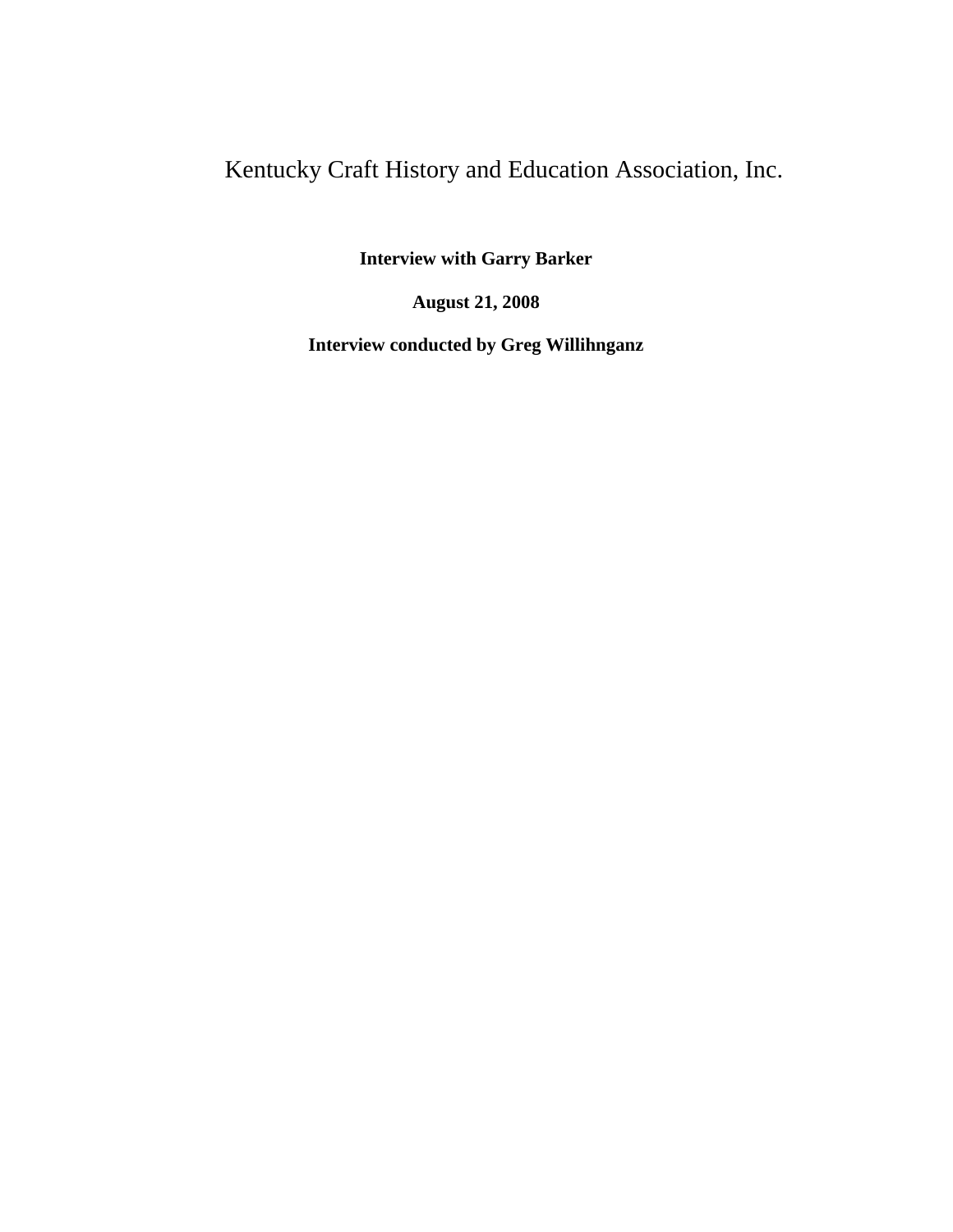# Kentucky Craft History and Education Association, Inc.

**Interview with Garry Barker**

**August 21, 2008**

**Interview conducted by Greg Willihnganz**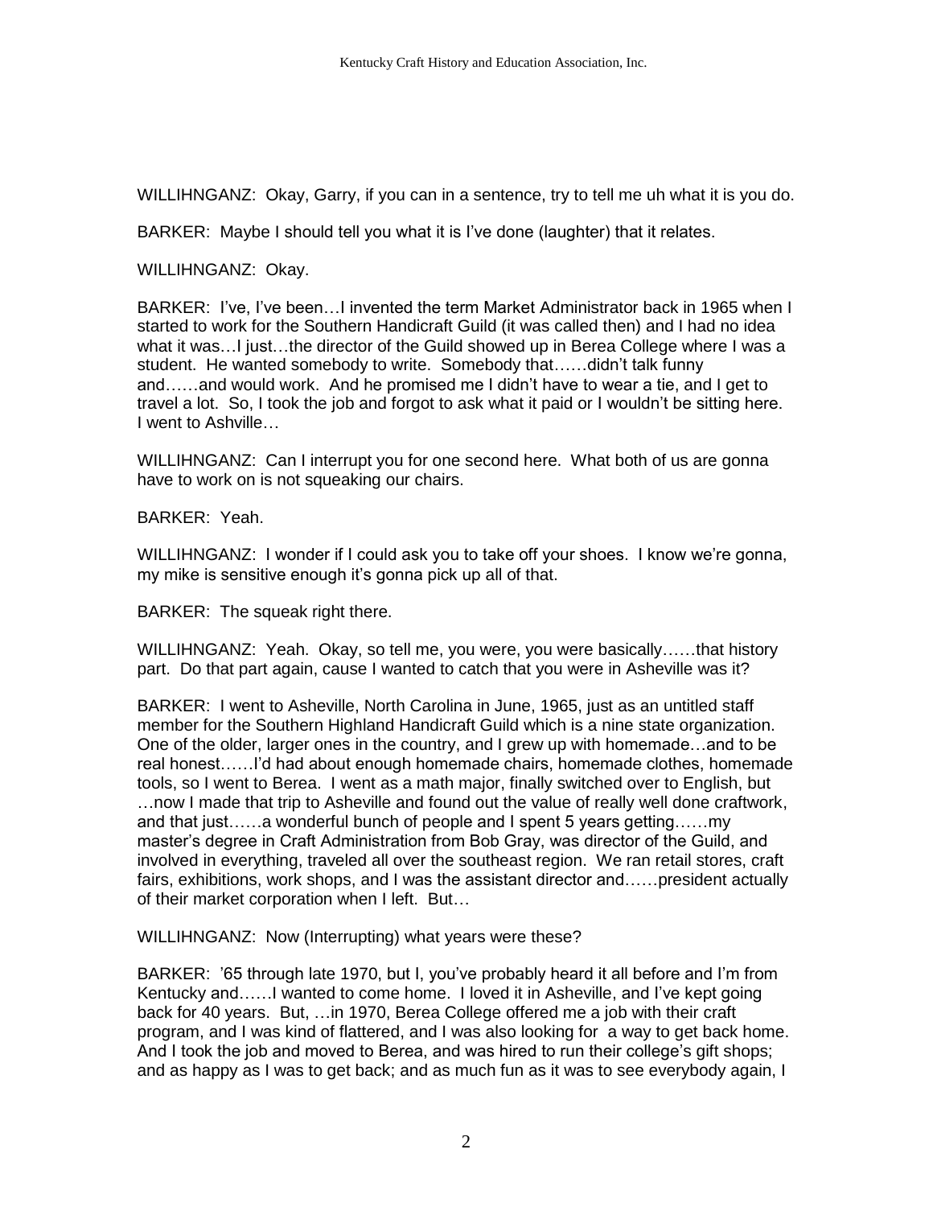WILLIHNGANZ: Okay, Garry, if you can in a sentence, try to tell me uh what it is you do.

BARKER: Maybe I should tell you what it is I've done (laughter) that it relates.

WILLIHNGANZ: Okay.

BARKER: I've, I've been…I invented the term Market Administrator back in 1965 when I started to work for the Southern Handicraft Guild (it was called then) and I had no idea what it was…I just…the director of the Guild showed up in Berea College where I was a student. He wanted somebody to write. Somebody that……didn't talk funny and……and would work. And he promised me I didn't have to wear a tie, and I get to travel a lot. So, I took the job and forgot to ask what it paid or I wouldn't be sitting here. I went to Ashville…

WILLIHNGANZ: Can I interrupt you for one second here. What both of us are gonna have to work on is not squeaking our chairs.

BARKER: Yeah.

WILLIHNGANZ: I wonder if I could ask you to take off your shoes. I know we're gonna, my mike is sensitive enough it's gonna pick up all of that.

BARKER: The squeak right there.

WILLIHNGANZ: Yeah. Okay, so tell me, you were, you were basically……that history part. Do that part again, cause I wanted to catch that you were in Asheville was it?

BARKER: I went to Asheville, North Carolina in June, 1965, just as an untitled staff member for the Southern Highland Handicraft Guild which is a nine state organization. One of the older, larger ones in the country, and I grew up with homemade…and to be real honest……I'd had about enough homemade chairs, homemade clothes, homemade tools, so I went to Berea. I went as a math major, finally switched over to English, but …now I made that trip to Asheville and found out the value of really well done craftwork, and that just……a wonderful bunch of people and I spent 5 years getting……my master's degree in Craft Administration from Bob Gray, was director of the Guild, and involved in everything, traveled all over the southeast region. We ran retail stores, craft fairs, exhibitions, work shops, and I was the assistant director and……president actually of their market corporation when I left. But…

WILLIHNGANZ: Now (Interrupting) what years were these?

BARKER: '65 through late 1970, but I, you've probably heard it all before and I'm from Kentucky and……I wanted to come home. I loved it in Asheville, and I've kept going back for 40 years. But, …in 1970, Berea College offered me a job with their craft program, and I was kind of flattered, and I was also looking for a way to get back home. And I took the job and moved to Berea, and was hired to run their college's gift shops; and as happy as I was to get back; and as much fun as it was to see everybody again, I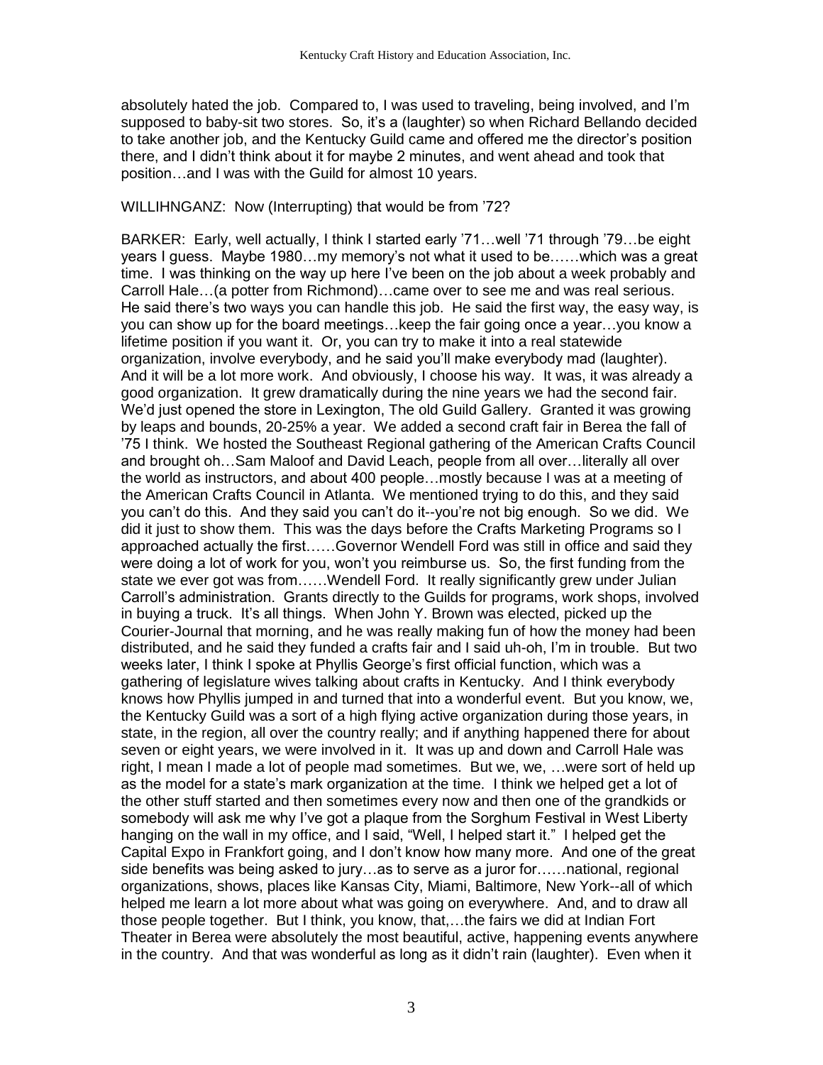absolutely hated the job. Compared to, I was used to traveling, being involved, and I'm supposed to baby-sit two stores. So, it's a (laughter) so when Richard Bellando decided to take another job, and the Kentucky Guild came and offered me the director's position there, and I didn't think about it for maybe 2 minutes, and went ahead and took that position…and I was with the Guild for almost 10 years.

WILLIHNGANZ: Now (Interrupting) that would be from '72?

BARKER: Early, well actually, I think I started early '71…well '71 through '79…be eight years I guess. Maybe 1980…my memory's not what it used to be……which was a great time. I was thinking on the way up here I've been on the job about a week probably and Carroll Hale…(a potter from Richmond)…came over to see me and was real serious. He said there's two ways you can handle this job. He said the first way, the easy way, is you can show up for the board meetings…keep the fair going once a year…you know a lifetime position if you want it. Or, you can try to make it into a real statewide organization, involve everybody, and he said you'll make everybody mad (laughter). And it will be a lot more work. And obviously, I choose his way. It was, it was already a good organization. It grew dramatically during the nine years we had the second fair. We'd just opened the store in Lexington, The old Guild Gallery. Granted it was growing by leaps and bounds, 20-25% a year. We added a second craft fair in Berea the fall of '75 I think. We hosted the Southeast Regional gathering of the American Crafts Council and brought oh…Sam Maloof and David Leach, people from all over…literally all over the world as instructors, and about 400 people…mostly because I was at a meeting of the American Crafts Council in Atlanta. We mentioned trying to do this, and they said you can't do this. And they said you can't do it--you're not big enough. So we did. We did it just to show them. This was the days before the Crafts Marketing Programs so I approached actually the first……Governor Wendell Ford was still in office and said they were doing a lot of work for you, won't you reimburse us. So, the first funding from the state we ever got was from……Wendell Ford. It really significantly grew under Julian Carroll's administration. Grants directly to the Guilds for programs, work shops, involved in buying a truck. It's all things. When John Y. Brown was elected, picked up the Courier-Journal that morning, and he was really making fun of how the money had been distributed, and he said they funded a crafts fair and I said uh-oh, I'm in trouble. But two weeks later, I think I spoke at Phyllis George's first official function, which was a gathering of legislature wives talking about crafts in Kentucky. And I think everybody knows how Phyllis jumped in and turned that into a wonderful event. But you know, we, the Kentucky Guild was a sort of a high flying active organization during those years, in state, in the region, all over the country really; and if anything happened there for about seven or eight years, we were involved in it. It was up and down and Carroll Hale was right, I mean I made a lot of people mad sometimes. But we, we, …were sort of held up as the model for a state's mark organization at the time. I think we helped get a lot of the other stuff started and then sometimes every now and then one of the grandkids or somebody will ask me why I've got a plaque from the Sorghum Festival in West Liberty hanging on the wall in my office, and I said, "Well, I helped start it." I helped get the Capital Expo in Frankfort going, and I don't know how many more. And one of the great side benefits was being asked to jury…as to serve as a juror for……national, regional organizations, shows, places like Kansas City, Miami, Baltimore, New York--all of which helped me learn a lot more about what was going on everywhere. And, and to draw all those people together. But I think, you know, that,…the fairs we did at Indian Fort Theater in Berea were absolutely the most beautiful, active, happening events anywhere in the country. And that was wonderful as long as it didn't rain (laughter). Even when it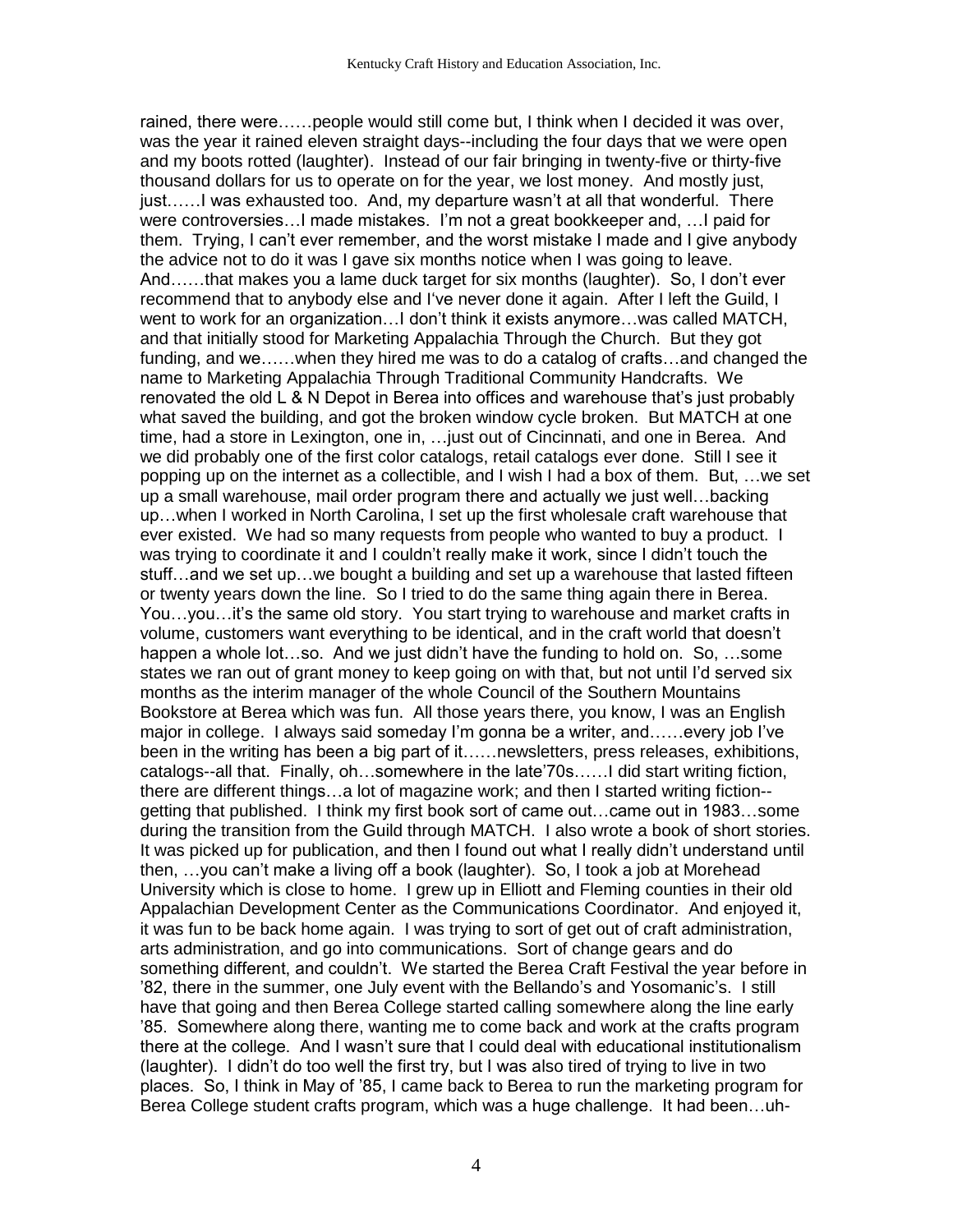rained, there were……people would still come but, I think when I decided it was over, was the year it rained eleven straight days--including the four days that we were open and my boots rotted (laughter). Instead of our fair bringing in twenty-five or thirty-five thousand dollars for us to operate on for the year, we lost money. And mostly just, just……I was exhausted too. And, my departure wasn't at all that wonderful. There were controversies…I made mistakes. I'm not a great bookkeeper and, …I paid for them. Trying, I can't ever remember, and the worst mistake I made and I give anybody the advice not to do it was I gave six months notice when I was going to leave. And……that makes you a lame duck target for six months (laughter). So, I don't ever recommend that to anybody else and I've never done it again. After I left the Guild, I went to work for an organization…I don't think it exists anymore…was called MATCH, and that initially stood for Marketing Appalachia Through the Church. But they got funding, and we……when they hired me was to do a catalog of crafts…and changed the name to Marketing Appalachia Through Traditional Community Handcrafts. We renovated the old L & N Depot in Berea into offices and warehouse that's just probably what saved the building, and got the broken window cycle broken. But MATCH at one time, had a store in Lexington, one in, …just out of Cincinnati, and one in Berea. And we did probably one of the first color catalogs, retail catalogs ever done. Still I see it popping up on the internet as a collectible, and I wish I had a box of them. But, …we set up a small warehouse, mail order program there and actually we just well…backing up…when I worked in North Carolina, I set up the first wholesale craft warehouse that ever existed. We had so many requests from people who wanted to buy a product. I was trying to coordinate it and I couldn't really make it work, since I didn't touch the stuff…and we set up…we bought a building and set up a warehouse that lasted fifteen or twenty years down the line. So I tried to do the same thing again there in Berea. You…you…it's the same old story. You start trying to warehouse and market crafts in volume, customers want everything to be identical, and in the craft world that doesn't happen a whole lot…so. And we just didn't have the funding to hold on. So, …some states we ran out of grant money to keep going on with that, but not until I'd served six months as the interim manager of the whole Council of the Southern Mountains Bookstore at Berea which was fun. All those years there, you know, I was an English major in college. I always said someday I'm gonna be a writer, and……every job I've been in the writing has been a big part of it……newsletters, press releases, exhibitions, catalogs--all that. Finally, oh…somewhere in the late'70s……I did start writing fiction, there are different things…a lot of magazine work; and then I started writing fiction--getting that published. I think my first book sort of came out…came out in 1983…some during the transition from the Guild through MATCH. I also wrote a book of short stories. It was picked up for publication, and then I found out what I really didn't understand until then, …you can't make a living off a book (laughter). So, I took a job at Morehead University which is close to home. I grew up in Elliott and Fleming counties in their old Appalachian Development Center as the Communications Coordinator. And enjoyed it, it was fun to be back home again. I was trying to sort of get out of craft administration, arts administration, and go into communications. Sort of change gears and do something different, and couldn't. We started the Berea Craft Festival the year before in '82, there in the summer, one July event with the Bellando's and Yosomanic's. I still have that going and then Berea College started calling somewhere along the line early '85. Somewhere along there, wanting me to come back and work at the crafts program there at the college. And I wasn't sure that I could deal with educational institutionalism (laughter). I didn't do too well the first try, but I was also tired of trying to live in two places. So, I think in May of '85, I came back to Berea to run the marketing program for Berea College student crafts program, which was a huge challenge. It had been…uh-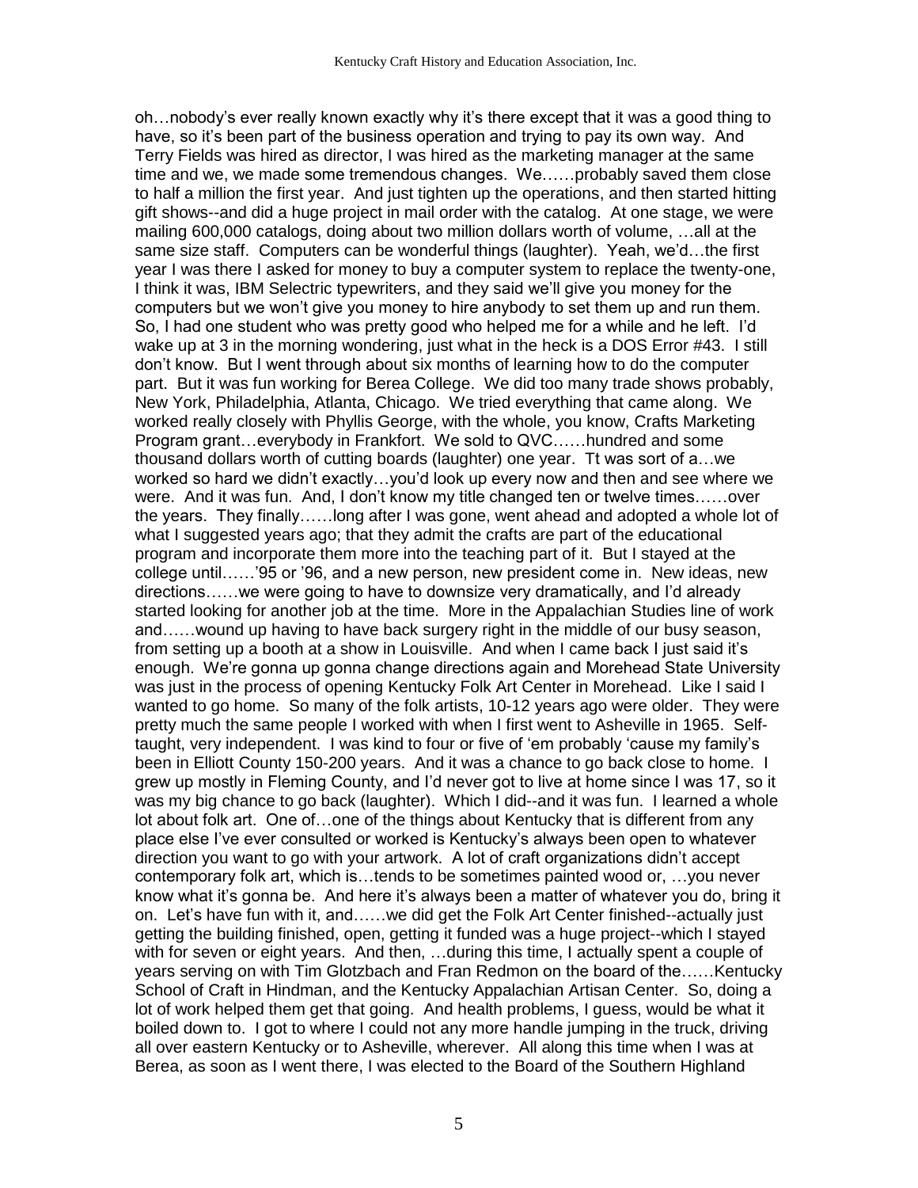oh…nobody's ever really known exactly why it's there except that it was a good thing to have, so it's been part of the business operation and trying to pay its own way. And Terry Fields was hired as director, I was hired as the marketing manager at the same time and we, we made some tremendous changes. We……probably saved them close to half a million the first year. And just tighten up the operations, and then started hitting gift shows--and did a huge project in mail order with the catalog. At one stage, we were mailing 600,000 catalogs, doing about two million dollars worth of volume, …all at the same size staff. Computers can be wonderful things (laughter). Yeah, we'd…the first year I was there I asked for money to buy a computer system to replace the twenty-one, I think it was, IBM Selectric typewriters, and they said we'll give you money for the computers but we won't give you money to hire anybody to set them up and run them. So, I had one student who was pretty good who helped me for a while and he left. I'd wake up at 3 in the morning wondering, just what in the heck is a DOS Error #43. I still don't know. But I went through about six months of learning how to do the computer part. But it was fun working for Berea College. We did too many trade shows probably, New York, Philadelphia, Atlanta, Chicago. We tried everything that came along. We worked really closely with Phyllis George, with the whole, you know, Crafts Marketing Program grant…everybody in Frankfort. We sold to QVC……hundred and some thousand dollars worth of cutting boards (laughter) one year. Tt was sort of a…we worked so hard we didn't exactly…you'd look up every now and then and see where we were. And it was fun. And, I don't know my title changed ten or twelve times……over the years. They finally……long after I was gone, went ahead and adopted a whole lot of what I suggested years ago; that they admit the crafts are part of the educational program and incorporate them more into the teaching part of it. But I stayed at the college until……'95 or '96, and a new person, new president come in. New ideas, new directions……we were going to have to downsize very dramatically, and I'd already started looking for another job at the time. More in the Appalachian Studies line of work and……wound up having to have back surgery right in the middle of our busy season, from setting up a booth at a show in Louisville. And when I came back I just said it's enough. We're gonna up gonna change directions again and Morehead State University was just in the process of opening Kentucky Folk Art Center in Morehead. Like I said I wanted to go home. So many of the folk artists, 10-12 years ago were older. They were pretty much the same people I worked with when I first went to Asheville in 1965. Self-taught, very independent. I was kind to four or five of 'em probably 'cause my family's been in Elliott County 150-200 years. And it was a chance to go back close to home. I grew up mostly in Fleming County, and I'd never got to live at home since I was 17, so it was my big chance to go back (laughter). Which I did--and it was fun. I learned a whole lot about folk art. One of…one of the things about Kentucky that is different from any place else I've ever consulted or worked is Kentucky's always been open to whatever direction you want to go with your artwork. A lot of craft organizations didn't accept contemporary folk art, which is…tends to be sometimes painted wood or, …you never know what it's gonna be. And here it's always been a matter of whatever you do, bring it on. Let's have fun with it, and……we did get the Folk Art Center finished--actually just getting the building finished, open, getting it funded was a huge project--which I stayed with for seven or eight years. And then, …during this time, I actually spent a couple of years serving on with Tim Glotzbach and Fran Redmon on the board of the……Kentucky School of Craft in Hindman, and the Kentucky Appalachian Artisan Center. So, doing a lot of work helped them get that going. And health problems, I guess, would be what it boiled down to. I got to where I could not any more handle jumping in the truck, driving all over eastern Kentucky or to Asheville, wherever. All along this time when I was at Berea, as soon as I went there, I was elected to the Board of the Southern Highland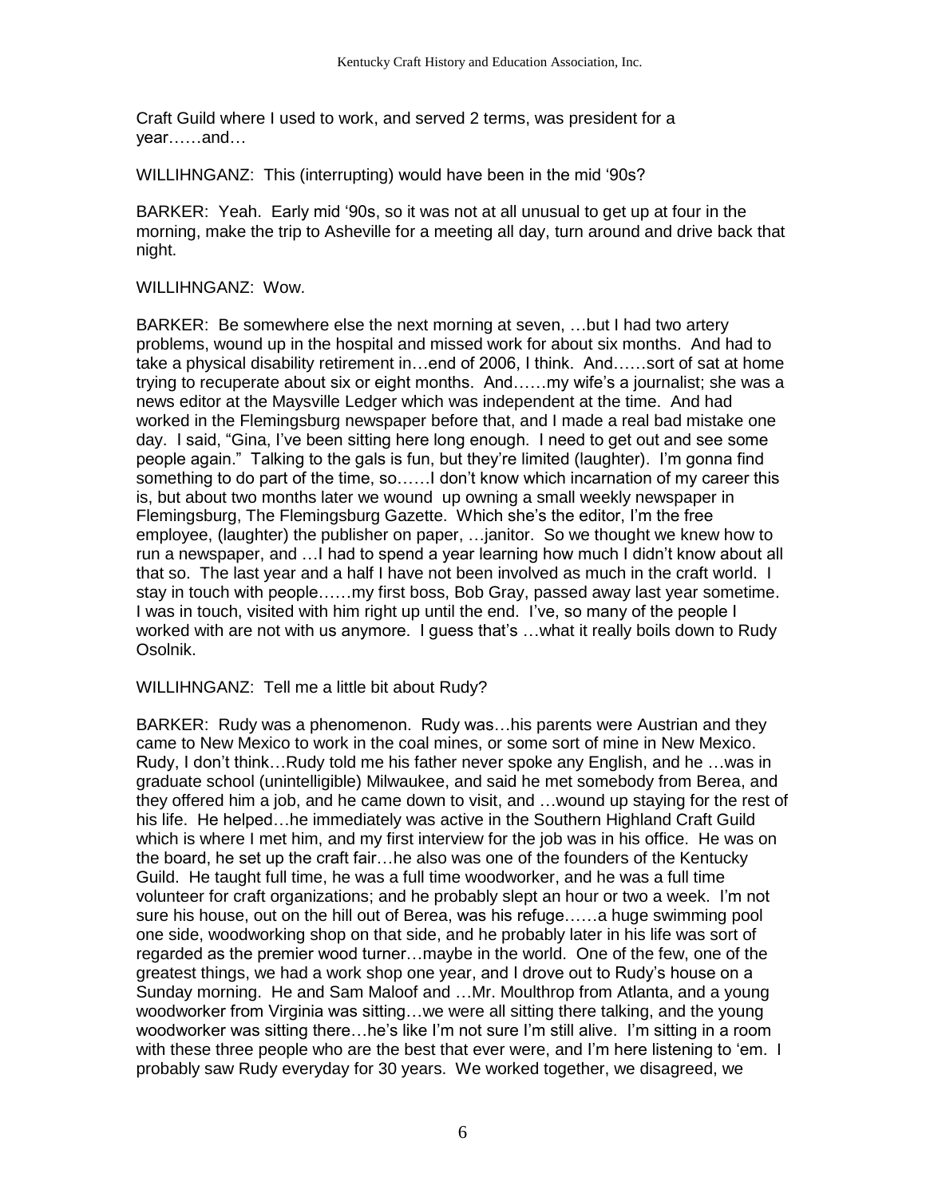Craft Guild where I used to work, and served 2 terms, was president for a year……and…

WILLIHNGANZ: This (interrupting) would have been in the mid ‘90s?

BARKER: Yeah. Early mid ‘90s, so it was not at all unusual to get up at four in the morning, make the trip to Asheville for a meeting all day, turn around and drive back that night.

WILLIHNGANZ: Wow.

BARKER: Be somewhere else the next morning at seven, …but I had two artery problems, wound up in the hospital and missed work for about six months. And had to take a physical disability retirement in…end of 2006, I think. And……sort of sat at home trying to recuperate about six or eight months. And……my wife's a journalist; she was a news editor at the Maysville Ledger which was independent at the time. And had worked in the Flemingsburg newspaper before that, and I made a real bad mistake one day. I said, "Gina, I've been sitting here long enough. I need to get out and see some people again." Talking to the gals is fun, but they're limited (laughter). I'm gonna find something to do part of the time, so……I don't know which incarnation of my career this is, but about two months later we wound up owning a small weekly newspaper in Flemingsburg, The Flemingsburg Gazette. Which she's the editor, I'm the free employee, (laughter) the publisher on paper, …janitor. So we thought we knew how to run a newspaper, and …I had to spend a year learning how much I didn't know about all that so. The last year and a half I have not been involved as much in the craft world. I stay in touch with people……my first boss, Bob Gray, passed away last year sometime. I was in touch, visited with him right up until the end. I've, so many of the people I worked with are not with us anymore. I guess that's …what it really boils down to Rudy Osolnik.

WILLIHNGANZ: Tell me a little bit about Rudy?

BARKER: Rudy was a phenomenon. Rudy was…his parents were Austrian and they came to New Mexico to work in the coal mines, or some sort of mine in New Mexico. Rudy, I don't think…Rudy told me his father never spoke any English, and he …was in graduate school (unintelligible) Milwaukee, and said he met somebody from Berea, and they offered him a job, and he came down to visit, and …wound up staying for the rest of his life. He helped…he immediately was active in the Southern Highland Craft Guild which is where I met him, and my first interview for the job was in his office. He was on the board, he set up the craft fair…he also was one of the founders of the Kentucky Guild. He taught full time, he was a full time woodworker, and he was a full time volunteer for craft organizations; and he probably slept an hour or two a week. I'm not sure his house, out on the hill out of Berea, was his refuge……a huge swimming pool one side, woodworking shop on that side, and he probably later in his life was sort of regarded as the premier wood turner…maybe in the world. One of the few, one of the greatest things, we had a work shop one year, and I drove out to Rudy's house on a Sunday morning. He and Sam Maloof and …Mr. Moulthrop from Atlanta, and a young woodworker from Virginia was sitting…we were all sitting there talking, and the young woodworker was sitting there…he's like I'm not sure I'm still alive. I'm sitting in a room with these three people who are the best that ever were, and I'm here listening to 'em. I probably saw Rudy everyday for 30 years. We worked together, we disagreed, we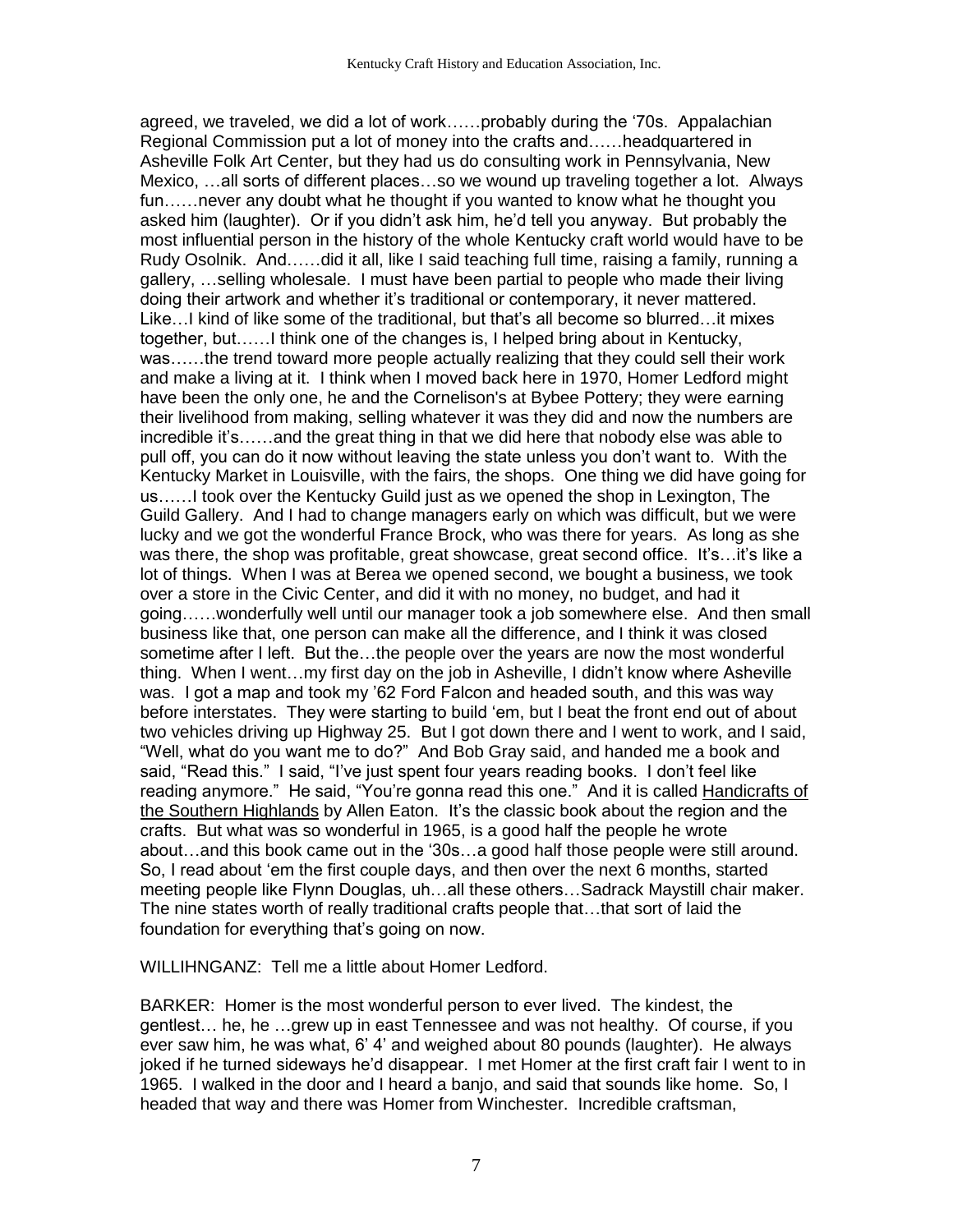agreed, we traveled, we did a lot of work……probably during the '70s. Appalachian Regional Commission put a lot of money into the crafts and……headquartered in Asheville Folk Art Center, but they had us do consulting work in Pennsylvania, New Mexico, …all sorts of different places…so we wound up traveling together a lot. Always fun……never any doubt what he thought if you wanted to know what he thought you asked him (laughter). Or if you didn't ask him, he'd tell you anyway. But probably the most influential person in the history of the whole Kentucky craft world would have to be Rudy Osolnik. And……did it all, like I said teaching full time, raising a family, running a gallery, …selling wholesale. I must have been partial to people who made their living doing their artwork and whether it's traditional or contemporary, it never mattered. Like…I kind of like some of the traditional, but that's all become so blurred…it mixes together, but……I think one of the changes is, I helped bring about in Kentucky, was……the trend toward more people actually realizing that they could sell their work and make a living at it. I think when I moved back here in 1970, Homer Ledford might have been the only one, he and the Cornelison's at Bybee Pottery; they were earning their livelihood from making, selling whatever it was they did and now the numbers are incredible it's……and the great thing in that we did here that nobody else was able to pull off, you can do it now without leaving the state unless you don't want to. With the Kentucky Market in Louisville, with the fairs, the shops. One thing we did have going for us……I took over the Kentucky Guild just as we opened the shop in Lexington, The Guild Gallery. And I had to change managers early on which was difficult, but we were lucky and we got the wonderful France Brock, who was there for years. As long as she was there, the shop was profitable, great showcase, great second office. It's…it's like a lot of things. When I was at Berea we opened second, we bought a business, we took over a store in the Civic Center, and did it with no money, no budget, and had it going……wonderfully well until our manager took a job somewhere else. And then small business like that, one person can make all the difference, and I think it was closed sometime after I left. But the…the people over the years are now the most wonderful thing. When I went…my first day on the job in Asheville, I didn't know where Asheville was. I got a map and took my '62 Ford Falcon and headed south, and this was way before interstates. They were starting to build 'em, but I beat the front end out of about two vehicles driving up Highway 25. But I got down there and I went to work, and I said, "Well, what do you want me to do?" And Bob Gray said, and handed me a book and said, "Read this." I said, "I've just spent four years reading books. I don't feel like reading anymore." He said, "You're gonna read this one." And it is called <u>Handicrafts of the Southern Highlands</u> by Allen Eaton. It's the classic book about the region and the crafts. But what was so wonderful in 1965, is a good half the people he wrote about…and this book came out in the '30s…a good half those people were still around. So, I read about 'em the first couple days, and then over the next 6 months, started meeting people like Flynn Douglas, uh…all these others…Sadrack Maystill chair maker. The nine states worth of really traditional crafts people that…that sort of laid the foundation for everything that's going on now.

WILLIHNGANZ: Tell me a little about Homer Ledford.

BARKER: Homer is the most wonderful person to ever lived. The kindest, the gentlest… he, he …grew up in east Tennessee and was not healthy. Of course, if you ever saw him, he was what, 6' 4' and weighed about 80 pounds (laughter). He always joked if he turned sideways he'd disappear. I met Homer at the first craft fair I went to in 1965. I walked in the door and I heard a banjo, and said that sounds like home. So, I headed that way and there was Homer from Winchester. Incredible craftsman,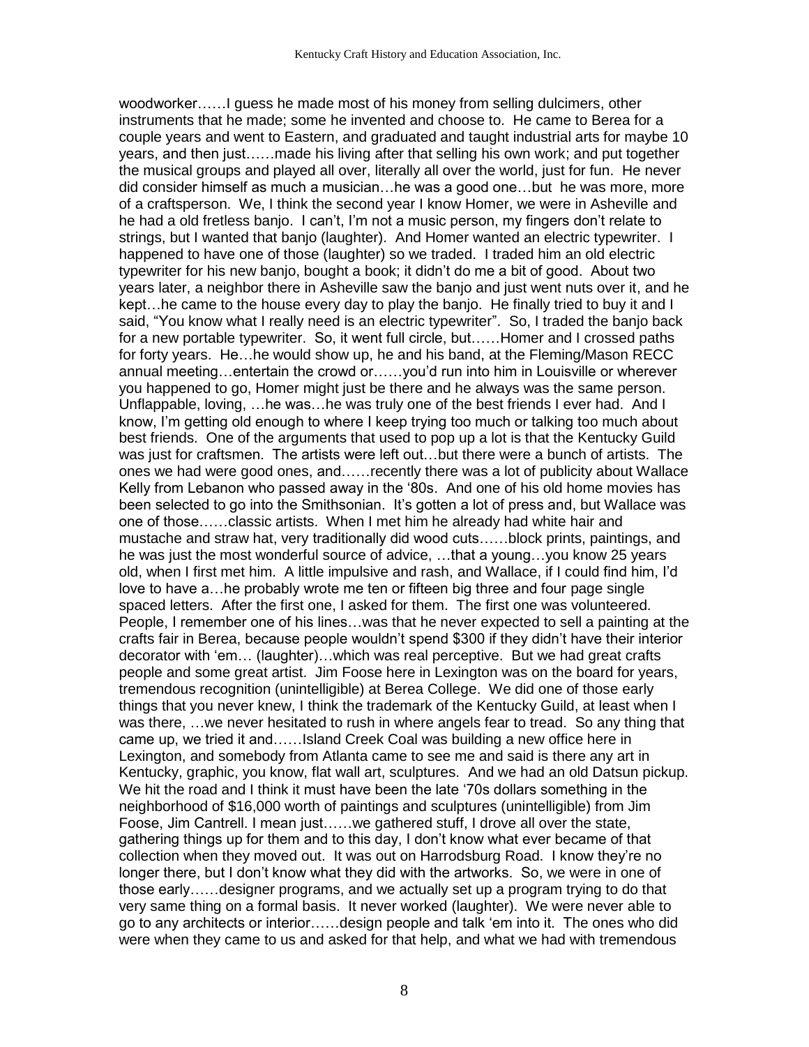woodworker……I guess he made most of his money from selling dulcimers, other instruments that he made; some he invented and choose to. He came to Berea for a couple years and went to Eastern, and graduated and taught industrial arts for maybe 10 years, and then just……made his living after that selling his own work; and put together the musical groups and played all over, literally all over the world, just for fun. He never did consider himself as much a musician…he was a good one…but he was more, more of a craftsperson. We, I think the second year I know Homer, we were in Asheville and he had a old fretless banjo. I can't, I'm not a music person, my fingers don't relate to strings, but I wanted that banjo (laughter). And Homer wanted an electric typewriter. I happened to have one of those (laughter) so we traded. I traded him an old electric typewriter for his new banjo, bought a book; it didn't do me a bit of good. About two years later, a neighbor there in Asheville saw the banjo and just went nuts over it, and he kept…he came to the house every day to play the banjo. He finally tried to buy it and I said, "You know what I really need is an electric typewriter". So, I traded the banjo back for a new portable typewriter. So, it went full circle, but……Homer and I crossed paths for forty years. He…he would show up, he and his band, at the Fleming/Mason RECC annual meeting…entertain the crowd or……you'd run into him in Louisville or wherever you happened to go, Homer might just be there and he always was the same person. Unflappable, loving, …he was…he was truly one of the best friends I ever had. And I know, I'm getting old enough to where I keep trying too much or talking too much about best friends. One of the arguments that used to pop up a lot is that the Kentucky Guild was just for craftsmen. The artists were left out…but there were a bunch of artists. The ones we had were good ones, and……recently there was a lot of publicity about Wallace Kelly from Lebanon who passed away in the '80s. And one of his old home movies has been selected to go into the Smithsonian. It's gotten a lot of press and, but Wallace was one of those……classic artists. When I met him he already had white hair and mustache and straw hat, very traditionally did wood cuts……block prints, paintings, and he was just the most wonderful source of advice, …that a young…you know 25 years old, when I first met him. A little impulsive and rash, and Wallace, if I could find him, I'd love to have a…he probably wrote me ten or fifteen big three and four page single spaced letters. After the first one, I asked for them. The first one was volunteered. People, I remember one of his lines…was that he never expected to sell a painting at the crafts fair in Berea, because people wouldn't spend $300 if they didn't have their interior decorator with 'em… (laughter)…which was real perceptive. But we had great crafts people and some great artist. Jim Foose here in Lexington was on the board for years, tremendous recognition (unintelligible) at Berea College. We did one of those early things that you never knew, I think the trademark of the Kentucky Guild, at least when I was there, …we never hesitated to rush in where angels fear to tread. So any thing that came up, we tried it and……Island Creek Coal was building a new office here in Lexington, and somebody from Atlanta came to see me and said is there any art in Kentucky, graphic, you know, flat wall art, sculptures. And we had an old Datsun pickup. We hit the road and I think it must have been the late '70s dollars something in the neighborhood of $16,000 worth of paintings and sculptures (unintelligible) from Jim Foose, Jim Cantrell. I mean just……we gathered stuff, I drove all over the state, gathering things up for them and to this day, I don't know what ever became of that collection when they moved out. It was out on Harrodsburg Road. I know they're no longer there, but I don't know what they did with the artworks. So, we were in one of those early……designer programs, and we actually set up a program trying to do that very same thing on a formal basis. It never worked (laughter). We were never able to go to any architects or interior……design people and talk 'em into it. The ones who did were when they came to us and asked for that help, and what we had with tremendous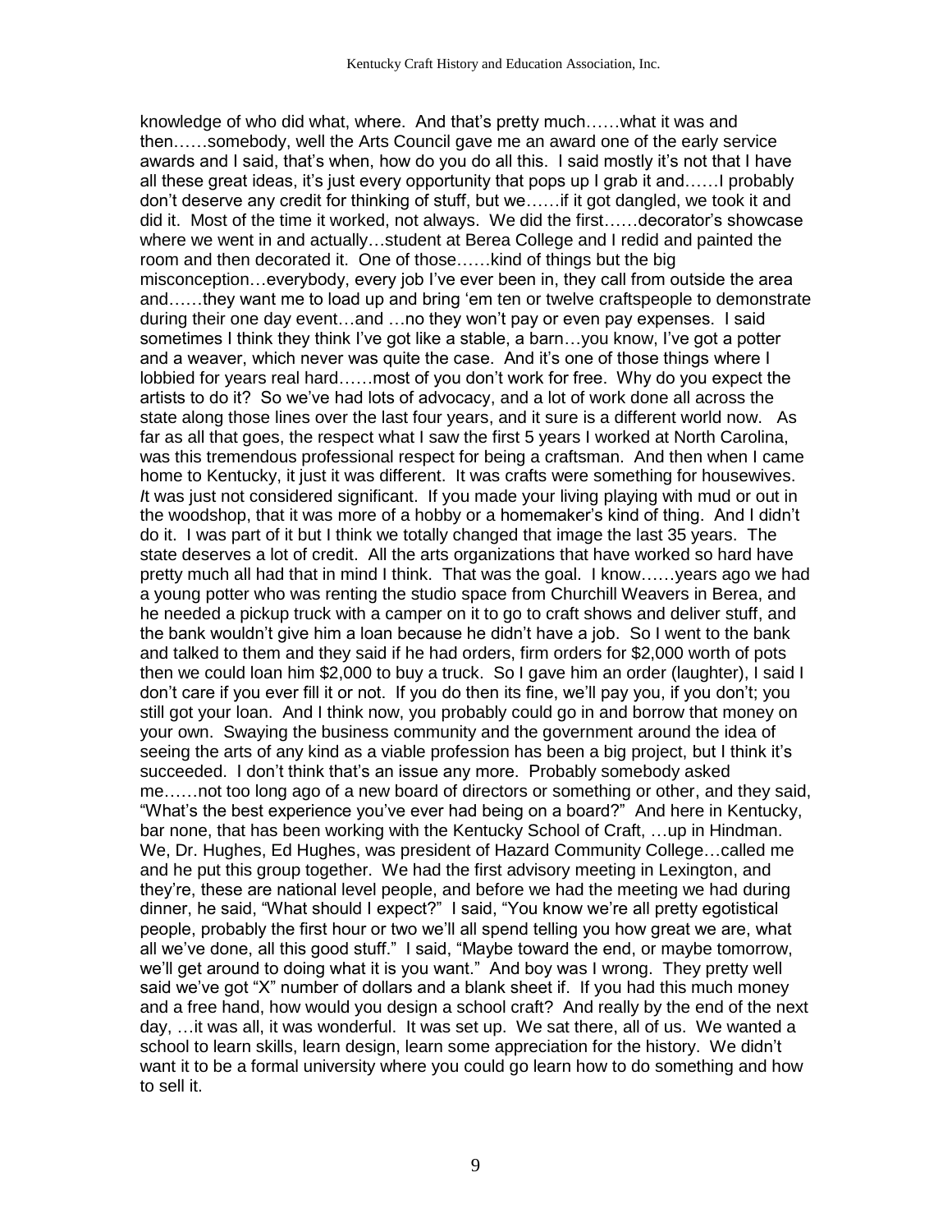knowledge of who did what, where. And that's pretty much……what it was and then……somebody, well the Arts Council gave me an award one of the early service awards and I said, that's when, how do you do all this. I said mostly it's not that I have all these great ideas, it's just every opportunity that pops up I grab it and……I probably don't deserve any credit for thinking of stuff, but we……if it got dangled, we took it and did it. Most of the time it worked, not always. We did the first……decorator's showcase where we went in and actually…student at Berea College and I redid and painted the room and then decorated it. One of those……kind of things but the big misconception…everybody, every job I've ever been in, they call from outside the area and……they want me to load up and bring 'em ten or twelve craftspeople to demonstrate during their one day event…and …no they won't pay or even pay expenses. I said sometimes I think they think I've got like a stable, a barn…you know, I've got a potter and a weaver, which never was quite the case. And it's one of those things where I lobbied for years real hard……most of you don't work for free. Why do you expect the artists to do it? So we've had lots of advocacy, and a lot of work done all across the state along those lines over the last four years, and it sure is a different world now. As far as all that goes, the respect what I saw the first 5 years I worked at North Carolina, was this tremendous professional respect for being a craftsman. And then when I came home to Kentucky, it just it was different. It was crafts were something for housewives. *I*t was just not considered significant. If you made your living playing with mud or out in the woodshop, that it was more of a hobby or a homemaker's kind of thing. And I didn't do it. I was part of it but I think we totally changed that image the last 35 years. The state deserves a lot of credit. All the arts organizations that have worked so hard have pretty much all had that in mind I think. That was the goal. I know……years ago we had a young potter who was renting the studio space from Churchill Weavers in Berea, and he needed a pickup truck with a camper on it to go to craft shows and deliver stuff, and the bank wouldn't give him a loan because he didn't have a job. So I went to the bank and talked to them and they said if he had orders, firm orders for $2,000 worth of pots then we could loan him $2,000 to buy a truck. So I gave him an order (laughter), I said I don't care if you ever fill it or not. If you do then its fine, we'll pay you, if you don't; you still got your loan. And I think now, you probably could go in and borrow that money on your own. Swaying the business community and the government around the idea of seeing the arts of any kind as a viable profession has been a big project, but I think it's succeeded. I don't think that's an issue any more. Probably somebody asked me……not too long ago of a new board of directors or something or other, and they said, "What's the best experience you've ever had being on a board?" And here in Kentucky, bar none, that has been working with the Kentucky School of Craft, …up in Hindman. We, Dr. Hughes, Ed Hughes, was president of Hazard Community College…called me and he put this group together. We had the first advisory meeting in Lexington, and they're, these are national level people, and before we had the meeting we had during dinner, he said, "What should I expect?" I said, "You know we're all pretty egotistical people, probably the first hour or two we'll all spend telling you how great we are, what all we've done, all this good stuff." I said, "Maybe toward the end, or maybe tomorrow, we'll get around to doing what it is you want." And boy was I wrong. They pretty well said we've got "X" number of dollars and a blank sheet if. If you had this much money and a free hand, how would you design a school craft? And really by the end of the next day, …it was all, it was wonderful. It was set up. We sat there, all of us. We wanted a school to learn skills, learn design, learn some appreciation for the history. We didn't want it to be a formal university where you could go learn how to do something and how to sell it.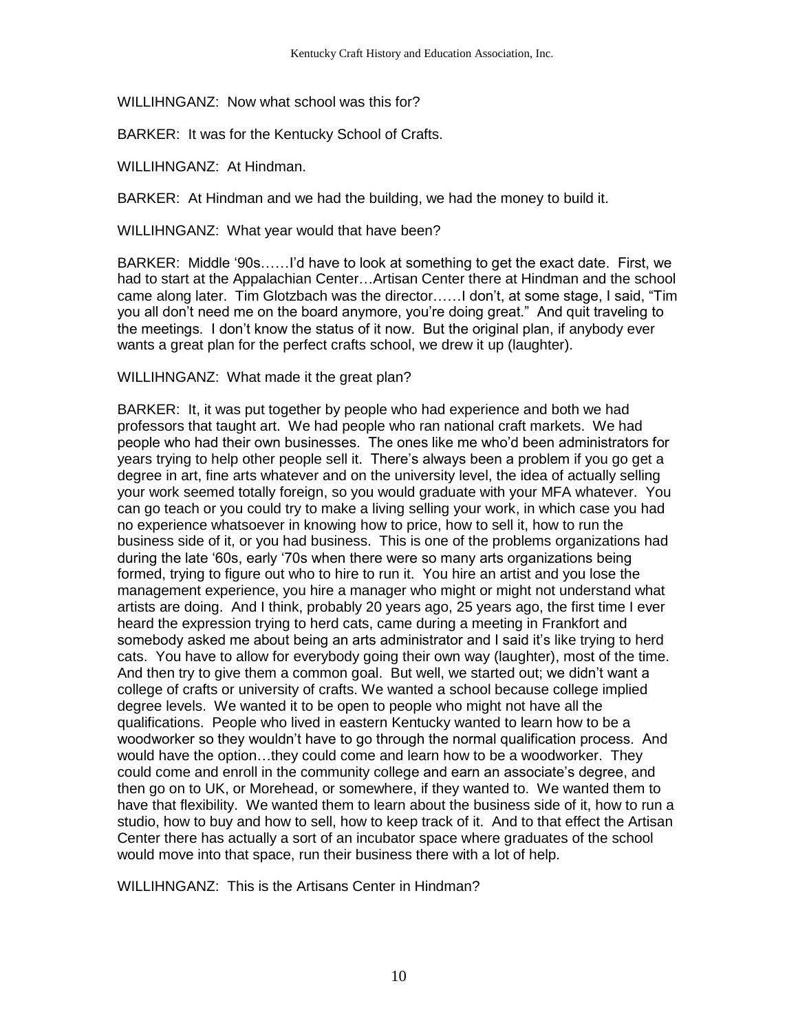WILLIHNGANZ: Now what school was this for?

BARKER: It was for the Kentucky School of Crafts.

WILLIHNGANZ: At Hindman.

BARKER: At Hindman and we had the building, we had the money to build it.

WILLIHNGANZ: What year would that have been?

BARKER: Middle '90s……I'd have to look at something to get the exact date. First, we had to start at the Appalachian Center…Artisan Center there at Hindman and the school came along later. Tim Glotzbach was the director……I don't, at some stage, I said, "Tim you all don't need me on the board anymore, you're doing great." And quit traveling to the meetings. I don't know the status of it now. But the original plan, if anybody ever wants a great plan for the perfect crafts school, we drew it up (laughter).

WILLIHNGANZ: What made it the great plan?

BARKER: It, it was put together by people who had experience and both we had professors that taught art. We had people who ran national craft markets. We had people who had their own businesses. The ones like me who'd been administrators for years trying to help other people sell it. There's always been a problem if you go get a degree in art, fine arts whatever and on the university level, the idea of actually selling your work seemed totally foreign, so you would graduate with your MFA whatever. You can go teach or you could try to make a living selling your work, in which case you had no experience whatsoever in knowing how to price, how to sell it, how to run the business side of it, or you had business. This is one of the problems organizations had during the late '60s, early '70s when there were so many arts organizations being formed, trying to figure out who to hire to run it. You hire an artist and you lose the management experience, you hire a manager who might or might not understand what artists are doing. And I think, probably 20 years ago, 25 years ago, the first time I ever heard the expression trying to herd cats, came during a meeting in Frankfort and somebody asked me about being an arts administrator and I said it's like trying to herd cats. You have to allow for everybody going their own way (laughter), most of the time. And then try to give them a common goal. But well, we started out; we didn't want a college of crafts or university of crafts. We wanted a school because college implied degree levels. We wanted it to be open to people who might not have all the qualifications. People who lived in eastern Kentucky wanted to learn how to be a woodworker so they wouldn't have to go through the normal qualification process. And would have the option…they could come and learn how to be a woodworker. They could come and enroll in the community college and earn an associate's degree, and then go on to UK, or Morehead, or somewhere, if they wanted to. We wanted them to have that flexibility. We wanted them to learn about the business side of it, how to run a studio, how to buy and how to sell, how to keep track of it. And to that effect the Artisan Center there has actually a sort of an incubator space where graduates of the school would move into that space, run their business there with a lot of help.

WILLIHNGANZ: This is the Artisans Center in Hindman?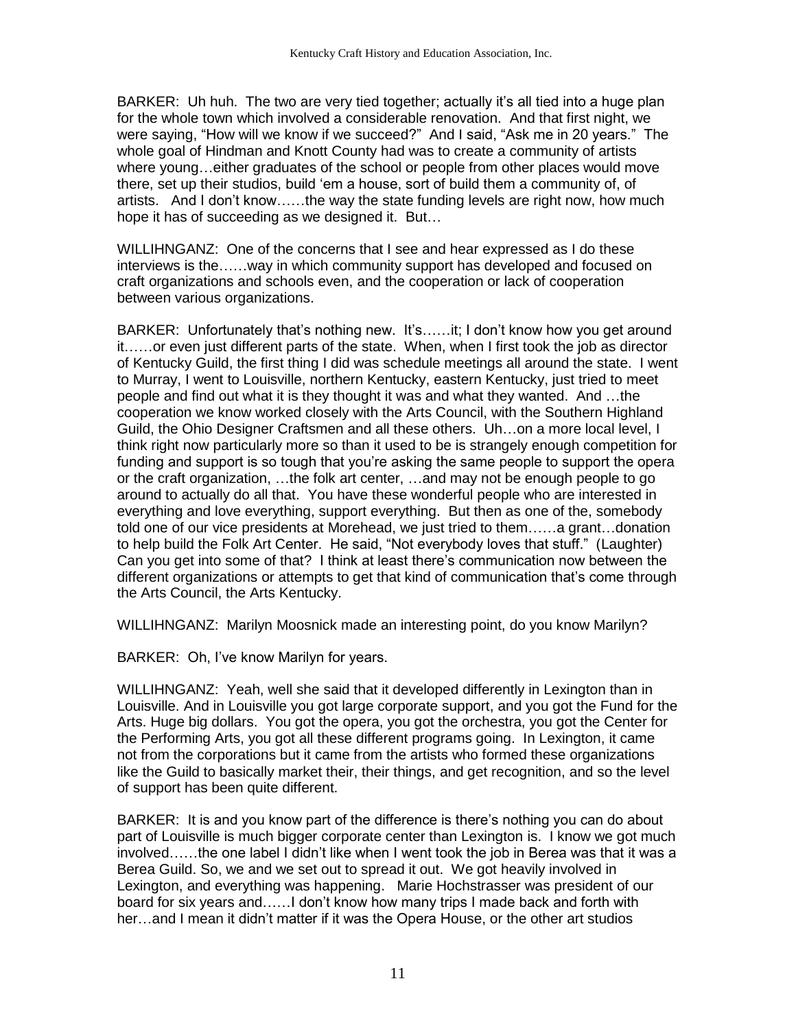BARKER: Uh huh. The two are very tied together; actually it's all tied into a huge plan for the whole town which involved a considerable renovation. And that first night, we were saying, "How will we know if we succeed?" And I said, "Ask me in 20 years." The whole goal of Hindman and Knott County had was to create a community of artists where young…either graduates of the school or people from other places would move there, set up their studios, build 'em a house, sort of build them a community of, of artists. And I don't know……the way the state funding levels are right now, how much hope it has of succeeding as we designed it. But…

WILLIHNGANZ: One of the concerns that I see and hear expressed as I do these interviews is the……way in which community support has developed and focused on craft organizations and schools even, and the cooperation or lack of cooperation between various organizations.

BARKER: Unfortunately that's nothing new. It's……it; I don't know how you get around it……or even just different parts of the state. When, when I first took the job as director of Kentucky Guild, the first thing I did was schedule meetings all around the state. I went to Murray, I went to Louisville, northern Kentucky, eastern Kentucky, just tried to meet people and find out what it is they thought it was and what they wanted. And …the cooperation we know worked closely with the Arts Council, with the Southern Highland Guild, the Ohio Designer Craftsmen and all these others. Uh…on a more local level, I think right now particularly more so than it used to be is strangely enough competition for funding and support is so tough that you're asking the same people to support the opera or the craft organization, …the folk art center, …and may not be enough people to go around to actually do all that. You have these wonderful people who are interested in everything and love everything, support everything. But then as one of the, somebody told one of our vice presidents at Morehead, we just tried to them……a grant…donation to help build the Folk Art Center. He said, "Not everybody loves that stuff." (Laughter) Can you get into some of that? I think at least there's communication now between the different organizations or attempts to get that kind of communication that's come through the Arts Council, the Arts Kentucky.

WILLIHNGANZ: Marilyn Moosnick made an interesting point, do you know Marilyn?

BARKER: Oh, I've know Marilyn for years.

WILLIHNGANZ: Yeah, well she said that it developed differently in Lexington than in Louisville. And in Louisville you got large corporate support, and you got the Fund for the Arts. Huge big dollars. You got the opera, you got the orchestra, you got the Center for the Performing Arts, you got all these different programs going. In Lexington, it came not from the corporations but it came from the artists who formed these organizations like the Guild to basically market their, their things, and get recognition, and so the level of support has been quite different.

BARKER: It is and you know part of the difference is there's nothing you can do about part of Louisville is much bigger corporate center than Lexington is. I know we got much involved……the one label I didn't like when I went took the job in Berea was that it was a Berea Guild. So, we and we set out to spread it out. We got heavily involved in Lexington, and everything was happening. Marie Hochstrasser was president of our board for six years and……I don't know how many trips I made back and forth with her…and I mean it didn't matter if it was the Opera House, or the other art studios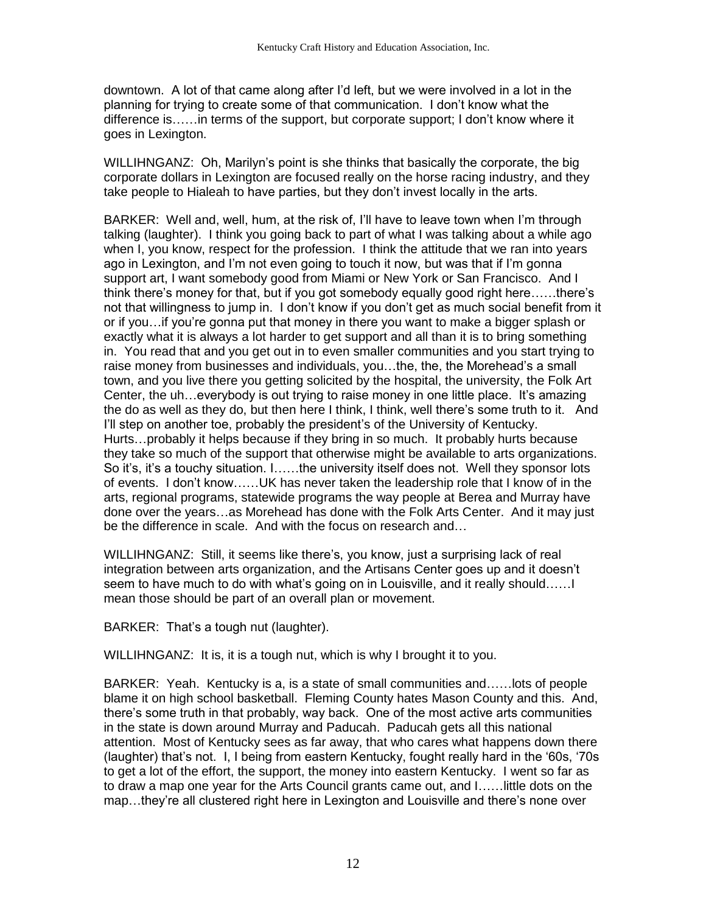downtown. A lot of that came along after I'd left, but we were involved in a lot in the planning for trying to create some of that communication. I don't know what the difference is……in terms of the support, but corporate support; I don't know where it goes in Lexington.

WILLIHNGANZ: Oh, Marilyn's point is she thinks that basically the corporate, the big corporate dollars in Lexington are focused really on the horse racing industry, and they take people to Hialeah to have parties, but they don't invest locally in the arts.

BARKER: Well and, well, hum, at the risk of, I'll have to leave town when I'm through talking (laughter). I think you going back to part of what I was talking about a while ago when I, you know, respect for the profession. I think the attitude that we ran into years ago in Lexington, and I'm not even going to touch it now, but was that if I'm gonna support art, I want somebody good from Miami or New York or San Francisco. And I think there's money for that, but if you got somebody equally good right here……there's not that willingness to jump in. I don't know if you don't get as much social benefit from it or if you…if you're gonna put that money in there you want to make a bigger splash or exactly what it is always a lot harder to get support and all than it is to bring something in. You read that and you get out in to even smaller communities and you start trying to raise money from businesses and individuals, you…the, the, the Morehead's a small town, and you live there you getting solicited by the hospital, the university, the Folk Art Center, the uh…everybody is out trying to raise money in one little place. It's amazing the do as well as they do, but then here I think, I think, well there's some truth to it. And I'll step on another toe, probably the president's of the University of Kentucky. Hurts…probably it helps because if they bring in so much. It probably hurts because they take so much of the support that otherwise might be available to arts organizations. So it's, it's a touchy situation. I……the university itself does not. Well they sponsor lots of events. I don't know……UK has never taken the leadership role that I know of in the arts, regional programs, statewide programs the way people at Berea and Murray have done over the years…as Morehead has done with the Folk Arts Center. And it may just be the difference in scale. And with the focus on research and…

WILLIHNGANZ: Still, it seems like there's, you know, just a surprising lack of real integration between arts organization, and the Artisans Center goes up and it doesn't seem to have much to do with what's going on in Louisville, and it really should……I mean those should be part of an overall plan or movement.

BARKER: That's a tough nut (laughter).

WILLIHNGANZ: It is, it is a tough nut, which is why I brought it to you.

BARKER: Yeah. Kentucky is a, is a state of small communities and……lots of people blame it on high school basketball. Fleming County hates Mason County and this. And, there's some truth in that probably, way back. One of the most active arts communities in the state is down around Murray and Paducah. Paducah gets all this national attention. Most of Kentucky sees as far away, that who cares what happens down there (laughter) that's not. I, I being from eastern Kentucky, fought really hard in the '60s, '70s to get a lot of the effort, the support, the money into eastern Kentucky. I went so far as to draw a map one year for the Arts Council grants came out, and I……little dots on the map…they're all clustered right here in Lexington and Louisville and there's none over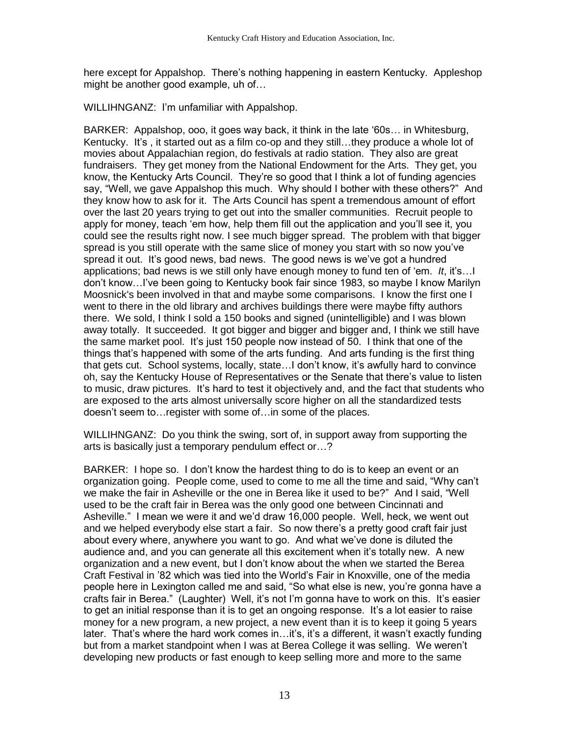here except for Appalshop. There's nothing happening in eastern Kentucky. Appleshop might be another good example, uh of…

WILLIHNGANZ: I'm unfamiliar with Appalshop.

BARKER: Appalshop, ooo, it goes way back, it think in the late '60s… in Whitesburg, Kentucky. It's , it started out as a film co-op and they still…they produce a whole lot of movies about Appalachian region, do festivals at radio station. They also are great fundraisers. They get money from the National Endowment for the Arts. They get, you know, the Kentucky Arts Council. They're so good that I think a lot of funding agencies say, "Well, we gave Appalshop this much. Why should I bother with these others?" And they know how to ask for it. The Arts Council has spent a tremendous amount of effort over the last 20 years trying to get out into the smaller communities. Recruit people to apply for money, teach 'em how, help them fill out the application and you'll see it, you could see the results right now. I see much bigger spread. The problem with that bigger spread is you still operate with the same slice of money you start with so now you've spread it out. It's good news, bad news. The good news is we've got a hundred applications; bad news is we still only have enough money to fund ten of 'em. *It*, it's…I don't know…I've been going to Kentucky book fair since 1983, so maybe I know Marilyn Moosnick's been involved in that and maybe some comparisons. I know the first one I went to there in the old library and archives buildings there were maybe fifty authors there. We sold, I think I sold a 150 books and signed (unintelligible) and I was blown away totally. It succeeded. It got bigger and bigger and bigger and, I think we still have the same market pool. It's just 150 people now instead of 50. I think that one of the things that's happened with some of the arts funding. And arts funding is the first thing that gets cut. School systems, locally, state…I don't know, it's awfully hard to convince oh, say the Kentucky House of Representatives or the Senate that there's value to listen to music, draw pictures. It's hard to test it objectively and, and the fact that students who are exposed to the arts almost universally score higher on all the standardized tests doesn't seem to…register with some of…in some of the places.

WILLIHNGANZ: Do you think the swing, sort of, in support away from supporting the arts is basically just a temporary pendulum effect or…?

BARKER: I hope so. I don't know the hardest thing to do is to keep an event or an organization going. People come, used to come to me all the time and said, "Why can't we make the fair in Asheville or the one in Berea like it used to be?" And I said, "Well used to be the craft fair in Berea was the only good one between Cincinnati and Asheville." I mean we were it and we'd draw 16,000 people. Well, heck, we went out and we helped everybody else start a fair. So now there's a pretty good craft fair just about every where, anywhere you want to go. And what we've done is diluted the audience and, and you can generate all this excitement when it's totally new. A new organization and a new event, but I don't know about the when we started the Berea Craft Festival in '82 which was tied into the World's Fair in Knoxville, one of the media people here in Lexington called me and said, "So what else is new, you're gonna have a crafts fair in Berea." (Laughter) Well, it's not I'm gonna have to work on this. It's easier to get an initial response than it is to get an ongoing response. It's a lot easier to raise money for a new program, a new project, a new event than it is to keep it going 5 years later. That's where the hard work comes in…it's, it's a different, it wasn't exactly funding but from a market standpoint when I was at Berea College it was selling. We weren't developing new products or fast enough to keep selling more and more to the same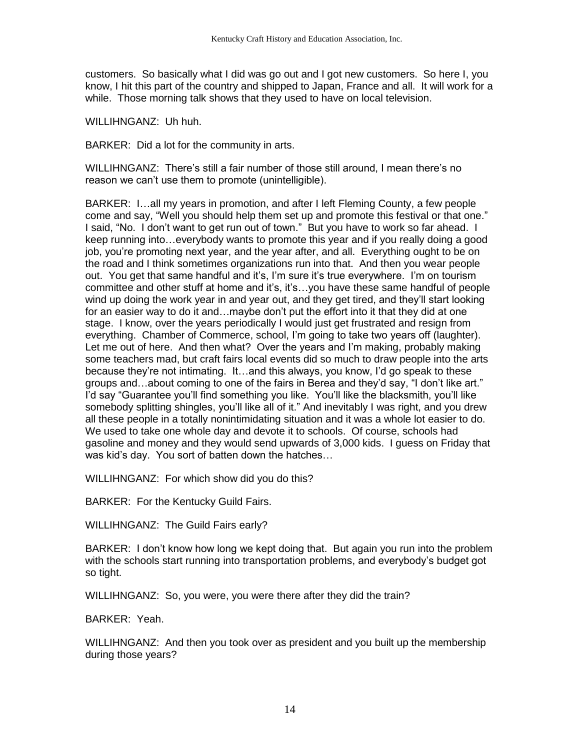customers. So basically what I did was go out and I got new customers. So here I, you know, I hit this part of the country and shipped to Japan, France and all. It will work for a while. Those morning talk shows that they used to have on local television.

WILLIHNGANZ: Uh huh.

BARKER: Did a lot for the community in arts.

WILLIHNGANZ: There's still a fair number of those still around, I mean there's no reason we can't use them to promote (unintelligible).

BARKER: I…all my years in promotion, and after I left Fleming County, a few people come and say, "Well you should help them set up and promote this festival or that one." I said, "No. I don't want to get run out of town." But you have to work so far ahead. I keep running into…everybody wants to promote this year and if you really doing a good job, you're promoting next year, and the year after, and all. Everything ought to be on the road and I think sometimes organizations run into that. And then you wear people out. You get that same handful and it's, I'm sure it's true everywhere. I'm on tourism committee and other stuff at home and it's, it's…you have these same handful of people wind up doing the work year in and year out, and they get tired, and they'll start looking for an easier way to do it and…maybe don't put the effort into it that they did at one stage. I know, over the years periodically I would just get frustrated and resign from everything. Chamber of Commerce, school, I'm going to take two years off (laughter). Let me out of here. And then what? Over the years and I'm making, probably making some teachers mad, but craft fairs local events did so much to draw people into the arts because they're not intimating. It…and this always, you know, I'd go speak to these groups and…about coming to one of the fairs in Berea and they'd say, "I don't like art." I'd say "Guarantee you'll find something you like. You'll like the blacksmith, you'll like somebody splitting shingles, you'll like all of it." And inevitably I was right, and you drew all these people in a totally nonintimidating situation and it was a whole lot easier to do. We used to take one whole day and devote it to schools. Of course, schools had gasoline and money and they would send upwards of 3,000 kids. I guess on Friday that was kid's day. You sort of batten down the hatches…

WILLIHNGANZ: For which show did you do this?

BARKER: For the Kentucky Guild Fairs.

WILLIHNGANZ: The Guild Fairs early?

BARKER: I don't know how long we kept doing that. But again you run into the problem with the schools start running into transportation problems, and everybody's budget got so tight.

WILLIHNGANZ: So, you were, you were there after they did the train?

BARKER: Yeah.

WILLIHNGANZ: And then you took over as president and you built up the membership during those years?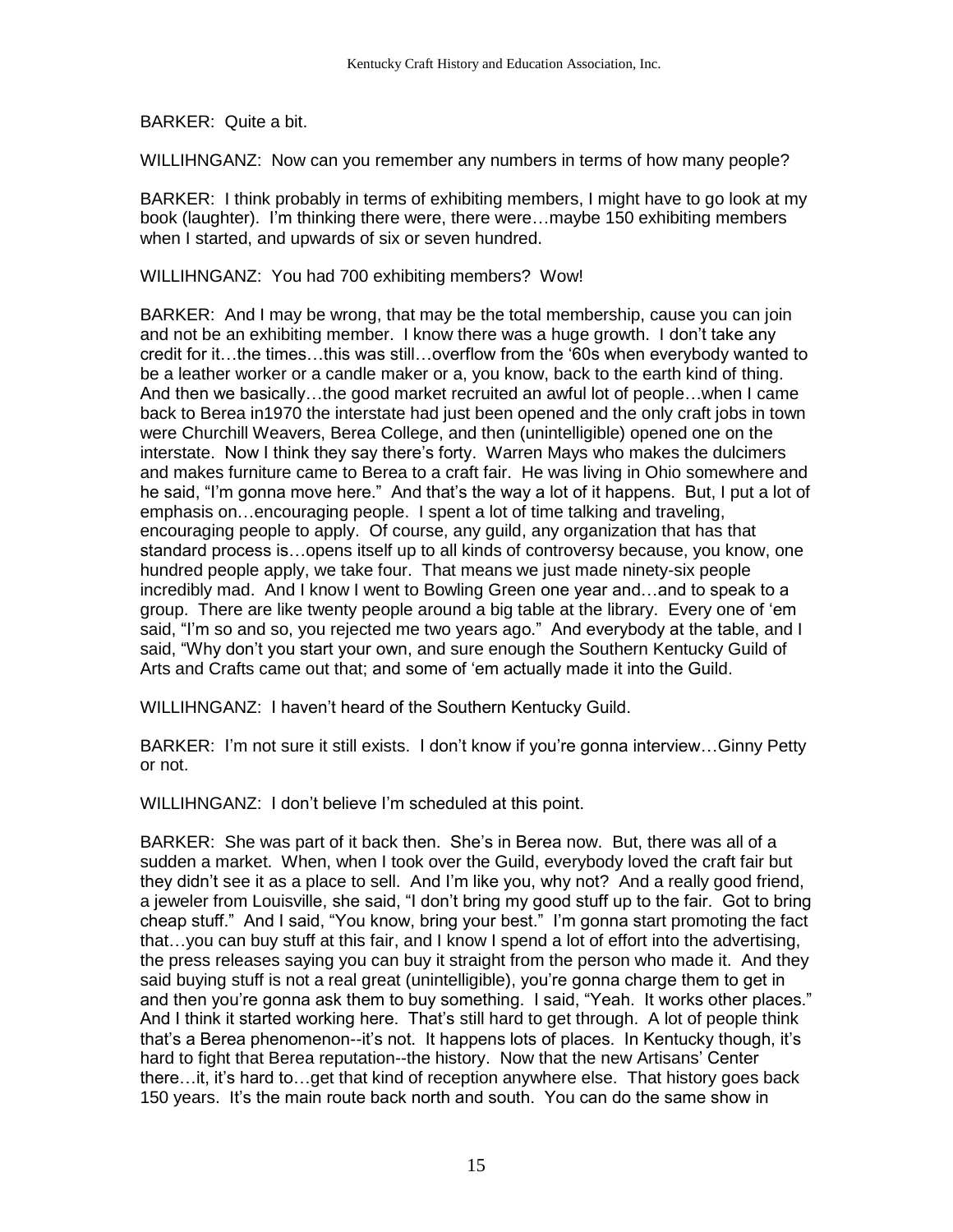BARKER: Quite a bit.

WILLIHNGANZ: Now can you remember any numbers in terms of how many people?

BARKER: I think probably in terms of exhibiting members, I might have to go look at my book (laughter). I'm thinking there were, there were…maybe 150 exhibiting members when I started, and upwards of six or seven hundred.

WILLIHNGANZ: You had 700 exhibiting members? Wow!

BARKER: And I may be wrong, that may be the total membership, cause you can join and not be an exhibiting member. I know there was a huge growth. I don't take any credit for it…the times…this was still…overflow from the '60s when everybody wanted to be a leather worker or a candle maker or a, you know, back to the earth kind of thing. And then we basically…the good market recruited an awful lot of people…when I came back to Berea in1970 the interstate had just been opened and the only craft jobs in town were Churchill Weavers, Berea College, and then (unintelligible) opened one on the interstate. Now I think they say there's forty. Warren Mays who makes the dulcimers and makes furniture came to Berea to a craft fair. He was living in Ohio somewhere and he said, "I'm gonna move here." And that's the way a lot of it happens. But, I put a lot of emphasis on…encouraging people. I spent a lot of time talking and traveling, encouraging people to apply. Of course, any guild, any organization that has that standard process is…opens itself up to all kinds of controversy because, you know, one hundred people apply, we take four. That means we just made ninety-six people incredibly mad. And I know I went to Bowling Green one year and…and to speak to a group. There are like twenty people around a big table at the library. Every one of 'em said, "I'm so and so, you rejected me two years ago." And everybody at the table, and I said, "Why don't you start your own, and sure enough the Southern Kentucky Guild of Arts and Crafts came out that; and some of 'em actually made it into the Guild.

WILLIHNGANZ: I haven't heard of the Southern Kentucky Guild.

BARKER: I'm not sure it still exists. I don't know if you're gonna interview…Ginny Petty or not.

WILLIHNGANZ: I don't believe I'm scheduled at this point.

BARKER: She was part of it back then. She's in Berea now. But, there was all of a sudden a market. When, when I took over the Guild, everybody loved the craft fair but they didn't see it as a place to sell. And I'm like you, why not? And a really good friend, a jeweler from Louisville, she said, "I don't bring my good stuff up to the fair. Got to bring cheap stuff." And I said, "You know, bring your best." I'm gonna start promoting the fact that…you can buy stuff at this fair, and I know I spend a lot of effort into the advertising, the press releases saying you can buy it straight from the person who made it. And they said buying stuff is not a real great (unintelligible), you're gonna charge them to get in and then you're gonna ask them to buy something. I said, "Yeah. It works other places." And I think it started working here. That's still hard to get through. A lot of people think that's a Berea phenomenon--it's not. It happens lots of places. In Kentucky though, it's hard to fight that Berea reputation--the history. Now that the new Artisans' Center there…it, it's hard to…get that kind of reception anywhere else. That history goes back 150 years. It's the main route back north and south. You can do the same show in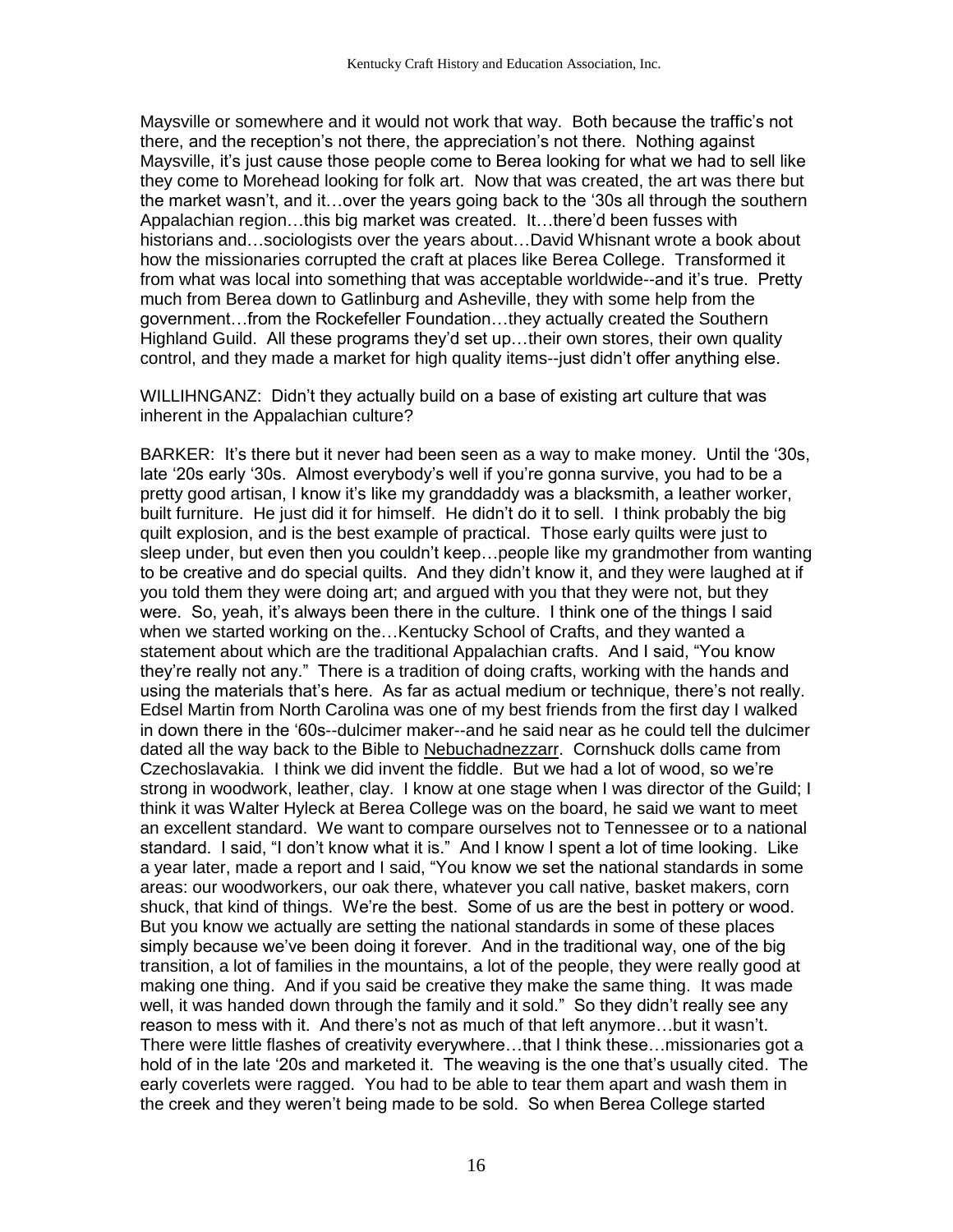Maysville or somewhere and it would not work that way. Both because the traffic's not there, and the reception's not there, the appreciation's not there. Nothing against Maysville, it's just cause those people come to Berea looking for what we had to sell like they come to Morehead looking for folk art. Now that was created, the art was there but the market wasn't, and it…over the years going back to the '30s all through the southern Appalachian region…this big market was created. It…there'd been fusses with historians and…sociologists over the years about…David Whisnant wrote a book about how the missionaries corrupted the craft at places like Berea College. Transformed it from what was local into something that was acceptable worldwide--and it's true. Pretty much from Berea down to Gatlinburg and Asheville, they with some help from the government…from the Rockefeller Foundation…they actually created the Southern Highland Guild. All these programs they'd set up…their own stores, their own quality control, and they made a market for high quality items--just didn't offer anything else.

WILLIHNGANZ: Didn't they actually build on a base of existing art culture that was inherent in the Appalachian culture?

BARKER: It's there but it never had been seen as a way to make money. Until the '30s, late '20s early '30s. Almost everybody's well if you're gonna survive, you had to be a pretty good artisan, I know it's like my granddaddy was a blacksmith, a leather worker, built furniture. He just did it for himself. He didn't do it to sell. I think probably the big quilt explosion, and is the best example of practical. Those early quilts were just to sleep under, but even then you couldn't keep…people like my grandmother from wanting to be creative and do special quilts. And they didn't know it, and they were laughed at if you told them they were doing art; and argued with you that they were not, but they were. So, yeah, it's always been there in the culture. I think one of the things I said when we started working on the…Kentucky School of Crafts, and they wanted a statement about which are the traditional Appalachian crafts. And I said, "You know they're really not any." There is a tradition of doing crafts, working with the hands and using the materials that's here. As far as actual medium or technique, there's not really. Edsel Martin from North Carolina was one of my best friends from the first day I walked in down there in the '60s--dulcimer maker--and he said near as he could tell the dulcimer dated all the way back to the Bible to Nebuchadnezzarr. Cornshuck dolls came from Czechoslavakia. I think we did invent the fiddle. But we had a lot of wood, so we're strong in woodwork, leather, clay. I know at one stage when I was director of the Guild; I think it was Walter Hyleck at Berea College was on the board, he said we want to meet an excellent standard. We want to compare ourselves not to Tennessee or to a national standard. I said, "I don't know what it is." And I know I spent a lot of time looking. Like a year later, made a report and I said, "You know we set the national standards in some areas: our woodworkers, our oak there, whatever you call native, basket makers, corn shuck, that kind of things. We're the best. Some of us are the best in pottery or wood. But you know we actually are setting the national standards in some of these places simply because we've been doing it forever. And in the traditional way, one of the big transition, a lot of families in the mountains, a lot of the people, they were really good at making one thing. And if you said be creative they make the same thing. It was made well, it was handed down through the family and it sold." So they didn't really see any reason to mess with it. And there's not as much of that left anymore…but it wasn't. There were little flashes of creativity everywhere…that I think these…missionaries got a hold of in the late '20s and marketed it. The weaving is the one that's usually cited. The early coverlets were ragged. You had to be able to tear them apart and wash them in the creek and they weren't being made to be sold. So when Berea College started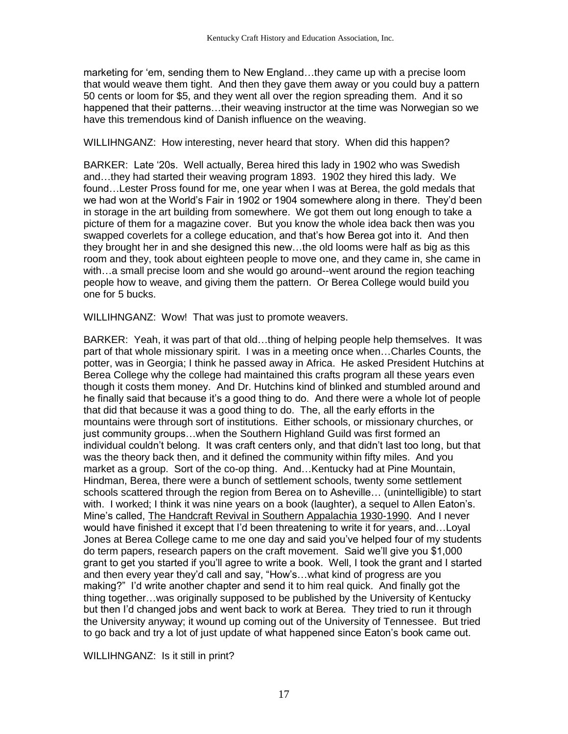marketing for 'em, sending them to New England…they came up with a precise loom that would weave them tight. And then they gave them away or you could buy a pattern 50 cents or loom for $5, and they went all over the region spreading them. And it so happened that their patterns…their weaving instructor at the time was Norwegian so we have this tremendous kind of Danish influence on the weaving.

WILLIHNGANZ: How interesting, never heard that story. When did this happen?

BARKER: Late '20s. Well actually, Berea hired this lady in 1902 who was Swedish and…they had started their weaving program 1893. 1902 they hired this lady. We found…Lester Pross found for me, one year when I was at Berea, the gold medals that we had won at the World's Fair in 1902 or 1904 somewhere along in there. They'd been in storage in the art building from somewhere. We got them out long enough to take a picture of them for a magazine cover. But you know the whole idea back then was you swapped coverlets for a college education, and that's how Berea got into it. And then they brought her in and she designed this new…the old looms were half as big as this room and they, took about eighteen people to move one, and they came in, she came in with…a small precise loom and she would go around--went around the region teaching people how to weave, and giving them the pattern. Or Berea College would build you one for 5 bucks.

WILLIHNGANZ: Wow! That was just to promote weavers.

BARKER: Yeah, it was part of that old…thing of helping people help themselves. It was part of that whole missionary spirit. I was in a meeting once when…Charles Counts, the potter, was in Georgia; I think he passed away in Africa. He asked President Hutchins at Berea College why the college had maintained this crafts program all these years even though it costs them money. And Dr. Hutchins kind of blinked and stumbled around and he finally said that because it's a good thing to do. And there were a whole lot of people that did that because it was a good thing to do. The, all the early efforts in the mountains were through sort of institutions. Either schools, or missionary churches, or just community groups…when the Southern Highland Guild was first formed an individual couldn't belong. It was craft centers only, and that didn't last too long, but that was the theory back then, and it defined the community within fifty miles. And you market as a group. Sort of the co-op thing. And…Kentucky had at Pine Mountain, Hindman, Berea, there were a bunch of settlement schools, twenty some settlement schools scattered through the region from Berea on to Asheville… (unintelligible) to start with. I worked; I think it was nine years on a book (laughter), a sequel to Allen Eaton's. Mine's called, The Handcraft Revival in Southern Appalachia 1930-1990. And I never would have finished it except that I'd been threatening to write it for years, and…Loyal Jones at Berea College came to me one day and said you've helped four of my students do term papers, research papers on the craft movement. Said we'll give you $1,000 grant to get you started if you'll agree to write a book. Well, I took the grant and I started and then every year they'd call and say, "How's…what kind of progress are you making?" I'd write another chapter and send it to him real quick. And finally got the thing together…was originally supposed to be published by the University of Kentucky but then I'd changed jobs and went back to work at Berea. They tried to run it through the University anyway; it wound up coming out of the University of Tennessee. But tried to go back and try a lot of just update of what happened since Eaton's book came out.

WILLIHNGANZ: Is it still in print?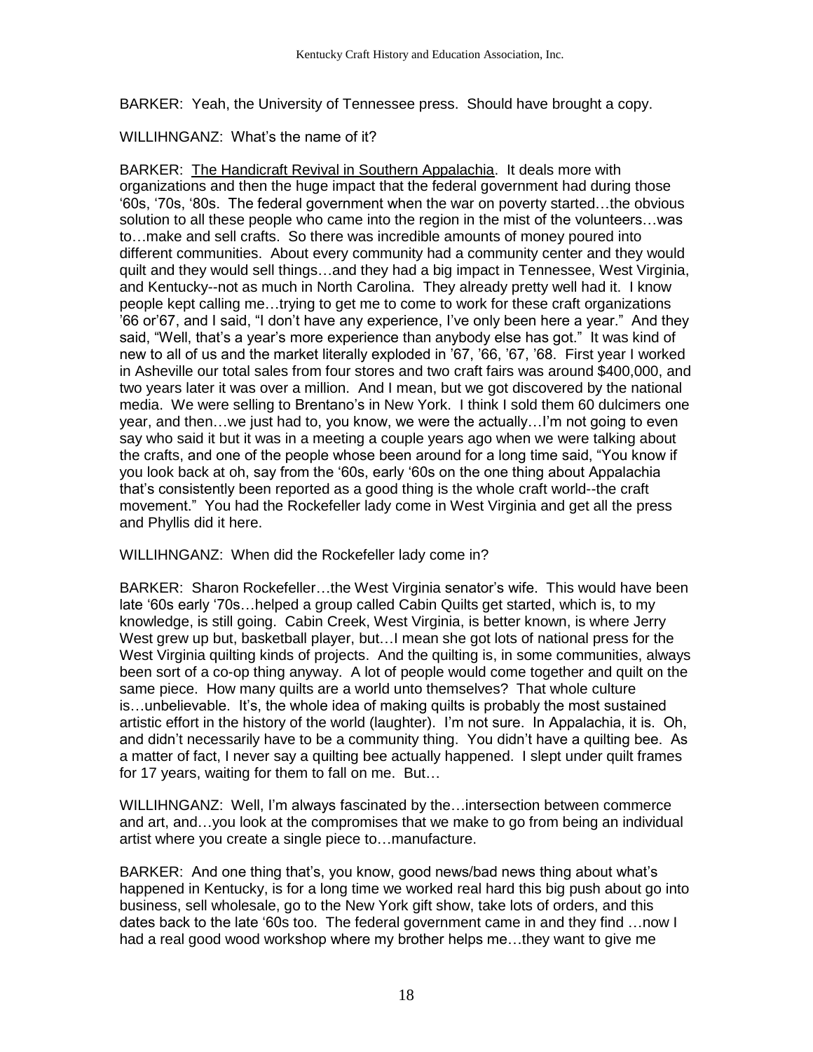BARKER: Yeah, the University of Tennessee press. Should have brought a copy.

WILLIHNGANZ: What's the name of it?

BARKER: The Handicraft Revival in Southern Appalachia. It deals more with organizations and then the huge impact that the federal government had during those '60s, '70s, '80s. The federal government when the war on poverty started…the obvious solution to all these people who came into the region in the mist of the volunteers…was to…make and sell crafts. So there was incredible amounts of money poured into different communities. About every community had a community center and they would quilt and they would sell things…and they had a big impact in Tennessee, West Virginia, and Kentucky--not as much in North Carolina. They already pretty well had it. I know people kept calling me…trying to get me to come to work for these craft organizations '66 or'67, and I said, "I don't have any experience, I've only been here a year." And they said, "Well, that's a year's more experience than anybody else has got." It was kind of new to all of us and the market literally exploded in '67, '66, '67, '68. First year I worked in Asheville our total sales from four stores and two craft fairs was around $400,000, and two years later it was over a million. And I mean, but we got discovered by the national media. We were selling to Brentano's in New York. I think I sold them 60 dulcimers one year, and then…we just had to, you know, we were the actually…I'm not going to even say who said it but it was in a meeting a couple years ago when we were talking about the crafts, and one of the people whose been around for a long time said, "You know if you look back at oh, say from the '60s, early '60s on the one thing about Appalachia that's consistently been reported as a good thing is the whole craft world--the craft movement." You had the Rockefeller lady come in West Virginia and get all the press and Phyllis did it here.

WILLIHNGANZ: When did the Rockefeller lady come in?

BARKER: Sharon Rockefeller…the West Virginia senator's wife. This would have been late '60s early '70s…helped a group called Cabin Quilts get started, which is, to my knowledge, is still going. Cabin Creek, West Virginia, is better known, is where Jerry West grew up but, basketball player, but…I mean she got lots of national press for the West Virginia quilting kinds of projects. And the quilting is, in some communities, always been sort of a co-op thing anyway. A lot of people would come together and quilt on the same piece. How many quilts are a world unto themselves? That whole culture is…unbelievable. It's, the whole idea of making quilts is probably the most sustained artistic effort in the history of the world (laughter). I'm not sure. In Appalachia, it is. Oh, and didn't necessarily have to be a community thing. You didn't have a quilting bee. As a matter of fact, I never say a quilting bee actually happened. I slept under quilt frames for 17 years, waiting for them to fall on me. But…

WILLIHNGANZ: Well, I'm always fascinated by the…intersection between commerce and art, and…you look at the compromises that we make to go from being an individual artist where you create a single piece to…manufacture.

BARKER: And one thing that's, you know, good news/bad news thing about what's happened in Kentucky, is for a long time we worked real hard this big push about go into business, sell wholesale, go to the New York gift show, take lots of orders, and this dates back to the late '60s too. The federal government came in and they find …now I had a real good wood workshop where my brother helps me…they want to give me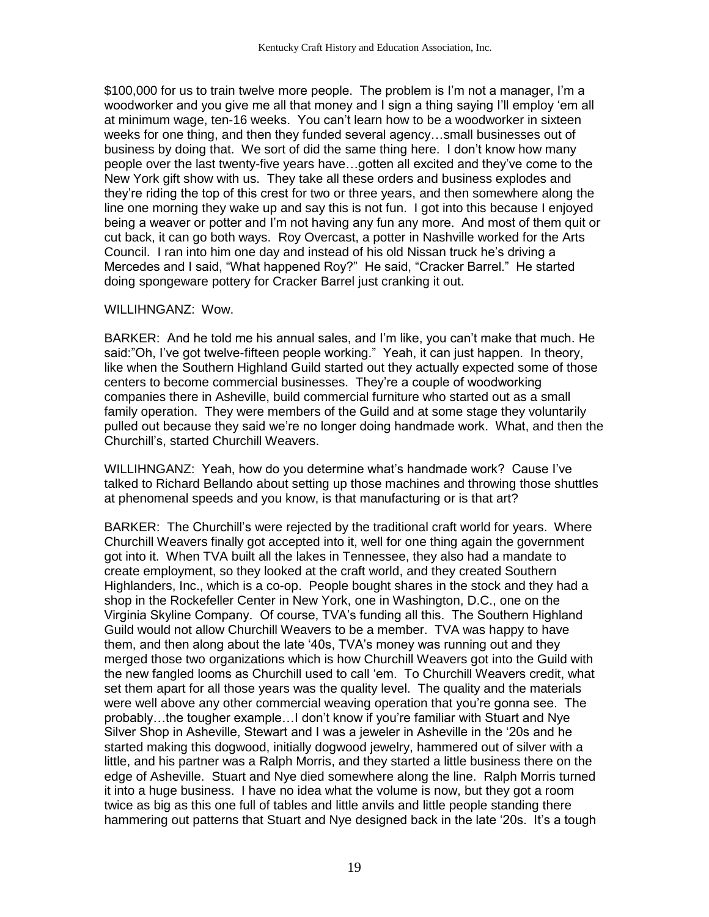$100,000 for us to train twelve more people. The problem is I'm not a manager, I'm a woodworker and you give me all that money and I sign a thing saying I'll employ 'em all at minimum wage, ten-16 weeks. You can't learn how to be a woodworker in sixteen weeks for one thing, and then they funded several agency…small businesses out of business by doing that. We sort of did the same thing here. I don't know how many people over the last twenty-five years have…gotten all excited and they've come to the New York gift show with us. They take all these orders and business explodes and they're riding the top of this crest for two or three years, and then somewhere along the line one morning they wake up and say this is not fun. I got into this because I enjoyed being a weaver or potter and I'm not having any fun any more. And most of them quit or cut back, it can go both ways. Roy Overcast, a potter in Nashville worked for the Arts Council. I ran into him one day and instead of his old Nissan truck he's driving a Mercedes and I said, "What happened Roy?" He said, "Cracker Barrel." He started doing spongeware pottery for Cracker Barrel just cranking it out.

WILLIHNGANZ: Wow.

BARKER: And he told me his annual sales, and I'm like, you can't make that much. He said:"Oh, I've got twelve-fifteen people working." Yeah, it can just happen. In theory, like when the Southern Highland Guild started out they actually expected some of those centers to become commercial businesses. They're a couple of woodworking companies there in Asheville, build commercial furniture who started out as a small family operation. They were members of the Guild and at some stage they voluntarily pulled out because they said we're no longer doing handmade work. What, and then the Churchill's, started Churchill Weavers.

WILLIHNGANZ: Yeah, how do you determine what's handmade work? Cause I've talked to Richard Bellando about setting up those machines and throwing those shuttles at phenomenal speeds and you know, is that manufacturing or is that art?

BARKER: The Churchill's were rejected by the traditional craft world for years. Where Churchill Weavers finally got accepted into it, well for one thing again the government got into it. When TVA built all the lakes in Tennessee, they also had a mandate to create employment, so they looked at the craft world, and they created Southern Highlanders, Inc., which is a co-op. People bought shares in the stock and they had a shop in the Rockefeller Center in New York, one in Washington, D.C., one on the Virginia Skyline Company. Of course, TVA's funding all this. The Southern Highland Guild would not allow Churchill Weavers to be a member. TVA was happy to have them, and then along about the late '40s, TVA's money was running out and they merged those two organizations which is how Churchill Weavers got into the Guild with the new fangled looms as Churchill used to call 'em. To Churchill Weavers credit, what set them apart for all those years was the quality level. The quality and the materials were well above any other commercial weaving operation that you're gonna see. The probably…the tougher example…I don't know if you're familiar with Stuart and Nye Silver Shop in Asheville, Stewart and I was a jeweler in Asheville in the '20s and he started making this dogwood, initially dogwood jewelry, hammered out of silver with a little, and his partner was a Ralph Morris, and they started a little business there on the edge of Asheville. Stuart and Nye died somewhere along the line. Ralph Morris turned it into a huge business. I have no idea what the volume is now, but they got a room twice as big as this one full of tables and little anvils and little people standing there hammering out patterns that Stuart and Nye designed back in the late '20s. It's a tough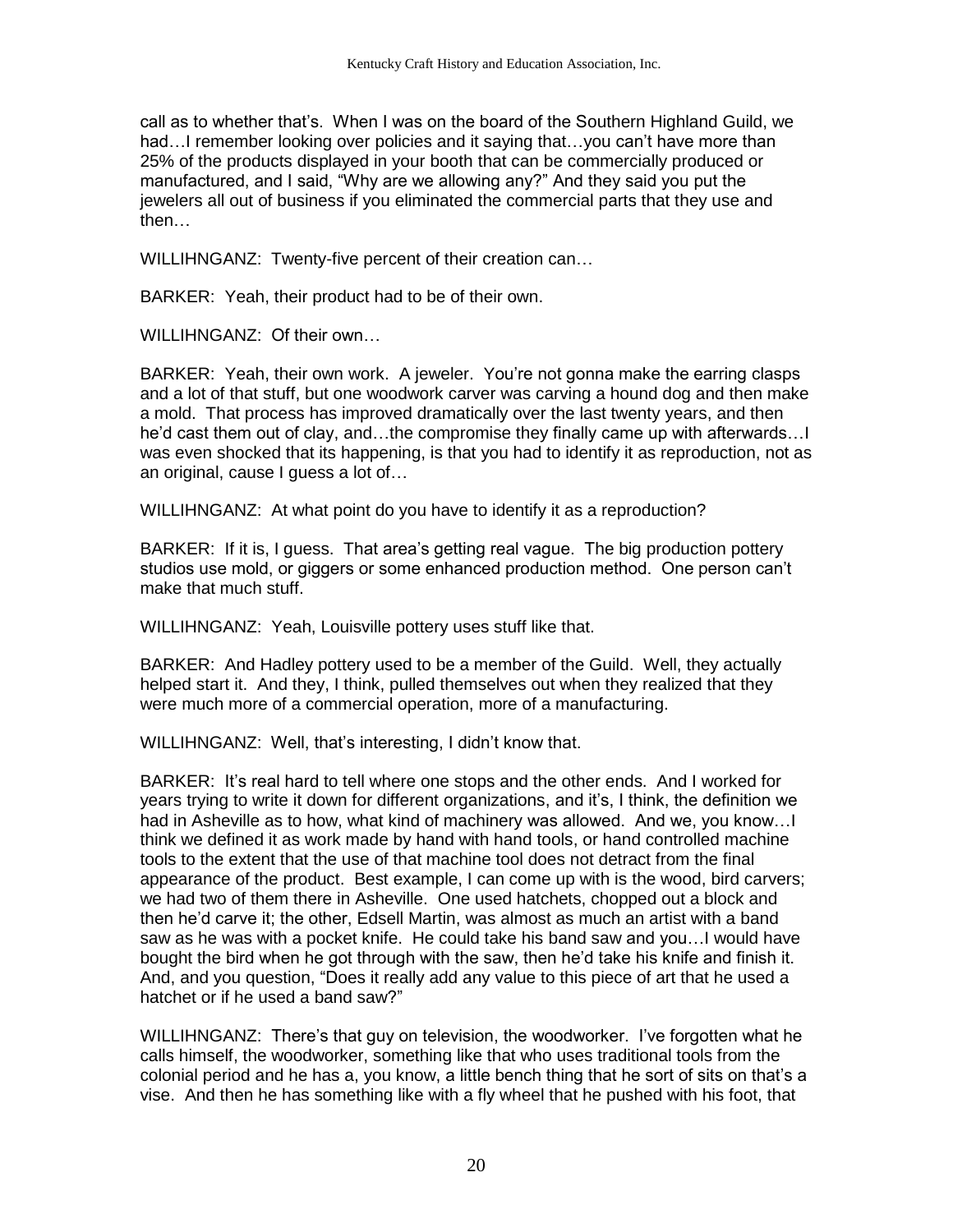call as to whether that's. When I was on the board of the Southern Highland Guild, we had…I remember looking over policies and it saying that…you can't have more than 25% of the products displayed in your booth that can be commercially produced or manufactured, and I said, "Why are we allowing any?" And they said you put the jewelers all out of business if you eliminated the commercial parts that they use and then…

WILLIHNGANZ: Twenty-five percent of their creation can…

BARKER: Yeah, their product had to be of their own.

WILLIHNGANZ: Of their own…

BARKER: Yeah, their own work. A jeweler. You're not gonna make the earring clasps and a lot of that stuff, but one woodwork carver was carving a hound dog and then make a mold. That process has improved dramatically over the last twenty years, and then he'd cast them out of clay, and…the compromise they finally came up with afterwards…I was even shocked that its happening, is that you had to identify it as reproduction, not as an original, cause I guess a lot of…

WILLIHNGANZ: At what point do you have to identify it as a reproduction?

BARKER: If it is, I guess. That area's getting real vague. The big production pottery studios use mold, or giggers or some enhanced production method. One person can't make that much stuff.

WILLIHNGANZ: Yeah, Louisville pottery uses stuff like that.

BARKER: And Hadley pottery used to be a member of the Guild. Well, they actually helped start it. And they, I think, pulled themselves out when they realized that they were much more of a commercial operation, more of a manufacturing.

WILLIHNGANZ: Well, that's interesting, I didn't know that.

BARKER: It's real hard to tell where one stops and the other ends. And I worked for years trying to write it down for different organizations, and it's, I think, the definition we had in Asheville as to how, what kind of machinery was allowed. And we, you know…I think we defined it as work made by hand with hand tools, or hand controlled machine tools to the extent that the use of that machine tool does not detract from the final appearance of the product. Best example, I can come up with is the wood, bird carvers; we had two of them there in Asheville. One used hatchets, chopped out a block and then he'd carve it; the other, Edsell Martin, was almost as much an artist with a band saw as he was with a pocket knife. He could take his band saw and you…I would have bought the bird when he got through with the saw, then he'd take his knife and finish it. And, and you question, "Does it really add any value to this piece of art that he used a hatchet or if he used a band saw?"

WILLIHNGANZ: There's that guy on television, the woodworker. I've forgotten what he calls himself, the woodworker, something like that who uses traditional tools from the colonial period and he has a, you know, a little bench thing that he sort of sits on that's a vise. And then he has something like with a fly wheel that he pushed with his foot, that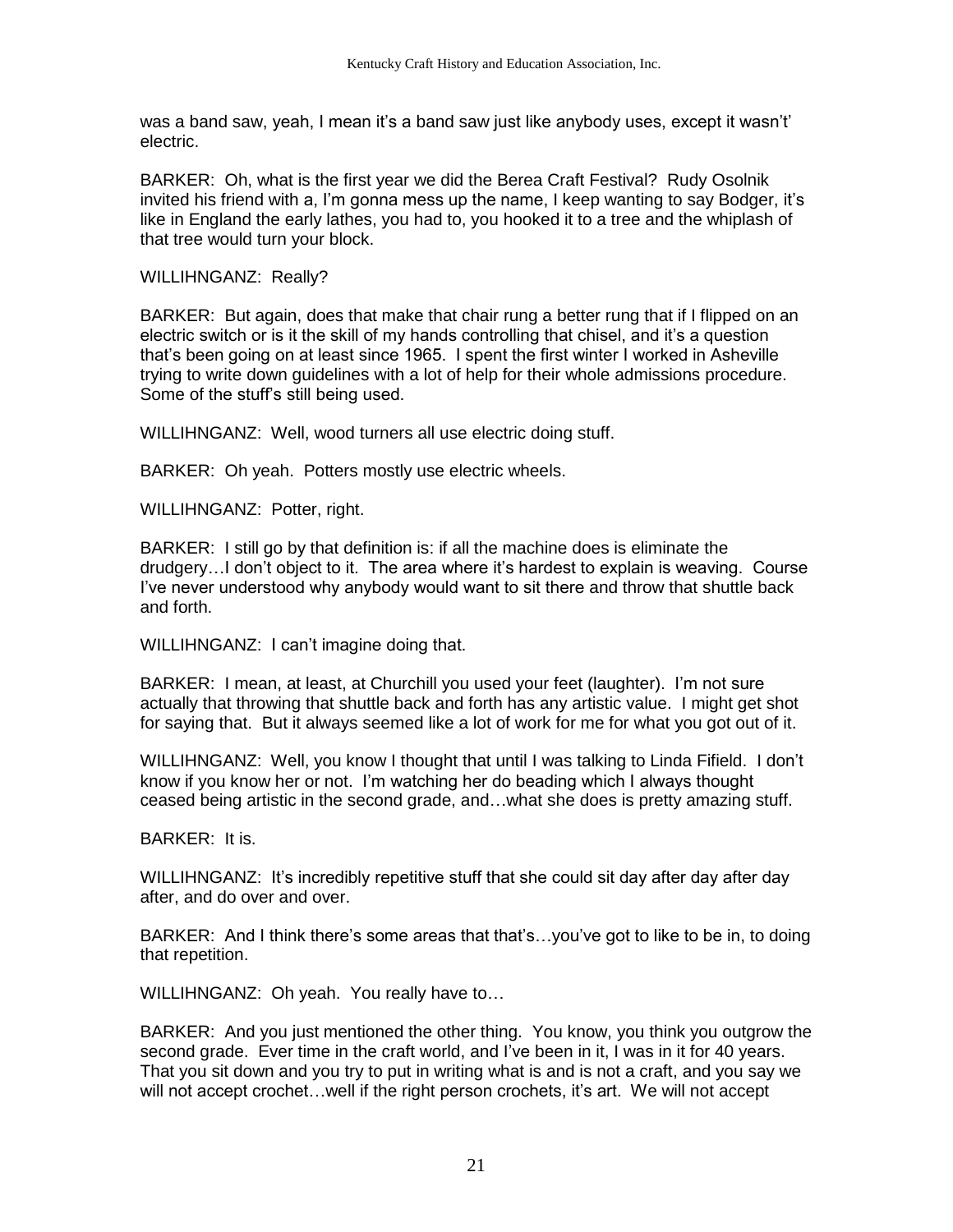was a band saw, yeah, I mean it's a band saw just like anybody uses, except it wasn't' electric.

BARKER: Oh, what is the first year we did the Berea Craft Festival? Rudy Osolnik invited his friend with a, I'm gonna mess up the name, I keep wanting to say Bodger, it's like in England the early lathes, you had to, you hooked it to a tree and the whiplash of that tree would turn your block.

WILLIHNGANZ: Really?

BARKER: But again, does that make that chair rung a better rung that if I flipped on an electric switch or is it the skill of my hands controlling that chisel, and it's a question that's been going on at least since 1965. I spent the first winter I worked in Asheville trying to write down guidelines with a lot of help for their whole admissions procedure. Some of the stuff's still being used.

WILLIHNGANZ: Well, wood turners all use electric doing stuff.

BARKER: Oh yeah. Potters mostly use electric wheels.

WILLIHNGANZ: Potter, right.

BARKER: I still go by that definition is: if all the machine does is eliminate the drudgery…I don't object to it. The area where it's hardest to explain is weaving. Course I've never understood why anybody would want to sit there and throw that shuttle back and forth.

WILLIHNGANZ: I can't imagine doing that.

BARKER: I mean, at least, at Churchill you used your feet (laughter). I'm not sure actually that throwing that shuttle back and forth has any artistic value. I might get shot for saying that. But it always seemed like a lot of work for me for what you got out of it.

WILLIHNGANZ: Well, you know I thought that until I was talking to Linda Fifield. I don't know if you know her or not. I'm watching her do beading which I always thought ceased being artistic in the second grade, and…what she does is pretty amazing stuff.

BARKER: It is.

WILLIHNGANZ: It's incredibly repetitive stuff that she could sit day after day after day after, and do over and over.

BARKER: And I think there's some areas that that's…you've got to like to be in, to doing that repetition.

WILLIHNGANZ: Oh yeah. You really have to…

BARKER: And you just mentioned the other thing. You know, you think you outgrow the second grade. Ever time in the craft world, and I've been in it, I was in it for 40 years. That you sit down and you try to put in writing what is and is not a craft, and you say we will not accept crochet…well if the right person crochets, it's art. We will not accept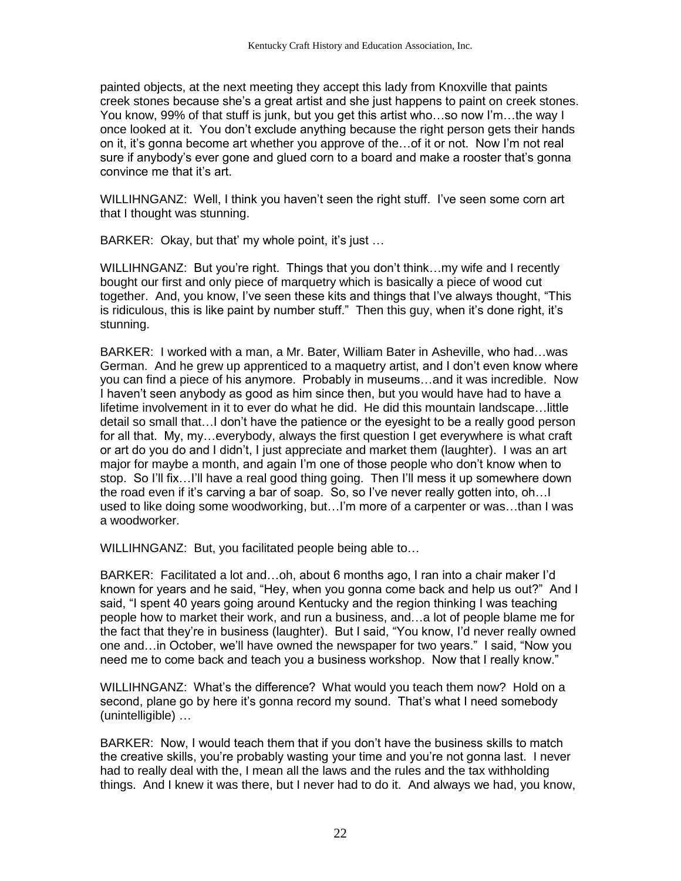painted objects, at the next meeting they accept this lady from Knoxville that paints creek stones because she's a great artist and she just happens to paint on creek stones. You know, 99% of that stuff is junk, but you get this artist who…so now I'm…the way I once looked at it. You don't exclude anything because the right person gets their hands on it, it's gonna become art whether you approve of the…of it or not. Now I'm not real sure if anybody's ever gone and glued corn to a board and make a rooster that's gonna convince me that it's art.

WILLIHNGANZ: Well, I think you haven't seen the right stuff. I've seen some corn art that I thought was stunning.

BARKER: Okay, but that' my whole point, it's just …

WILLIHNGANZ: But you're right. Things that you don't think…my wife and I recently bought our first and only piece of marquetry which is basically a piece of wood cut together. And, you know, I've seen these kits and things that I've always thought, "This is ridiculous, this is like paint by number stuff." Then this guy, when it's done right, it's stunning.

BARKER: I worked with a man, a Mr. Bater, William Bater in Asheville, who had…was German. And he grew up apprenticed to a maquetry artist, and I don't even know where you can find a piece of his anymore. Probably in museums…and it was incredible. Now I haven't seen anybody as good as him since then, but you would have had to have a lifetime involvement in it to ever do what he did. He did this mountain landscape…little detail so small that…I don't have the patience or the eyesight to be a really good person for all that. My, my…everybody, always the first question I get everywhere is what craft or art do you do and I didn't, I just appreciate and market them (laughter). I was an art major for maybe a month, and again I'm one of those people who don't know when to stop. So I'll fix…I'll have a real good thing going. Then I'll mess it up somewhere down the road even if it's carving a bar of soap. So, so I've never really gotten into, oh…I used to like doing some woodworking, but…I'm more of a carpenter or was…than I was a woodworker.

WILLIHNGANZ: But, you facilitated people being able to…

BARKER: Facilitated a lot and…oh, about 6 months ago, I ran into a chair maker I'd known for years and he said, "Hey, when you gonna come back and help us out?" And I said, "I spent 40 years going around Kentucky and the region thinking I was teaching people how to market their work, and run a business, and…a lot of people blame me for the fact that they're in business (laughter). But I said, "You know, I'd never really owned one and…in October, we'll have owned the newspaper for two years." I said, "Now you need me to come back and teach you a business workshop. Now that I really know."

WILLIHNGANZ: What's the difference? What would you teach them now? Hold on a second, plane go by here it's gonna record my sound. That's what I need somebody (unintelligible) …

BARKER: Now, I would teach them that if you don't have the business skills to match the creative skills, you're probably wasting your time and you're not gonna last. I never had to really deal with the, I mean all the laws and the rules and the tax withholding things. And I knew it was there, but I never had to do it. And always we had, you know,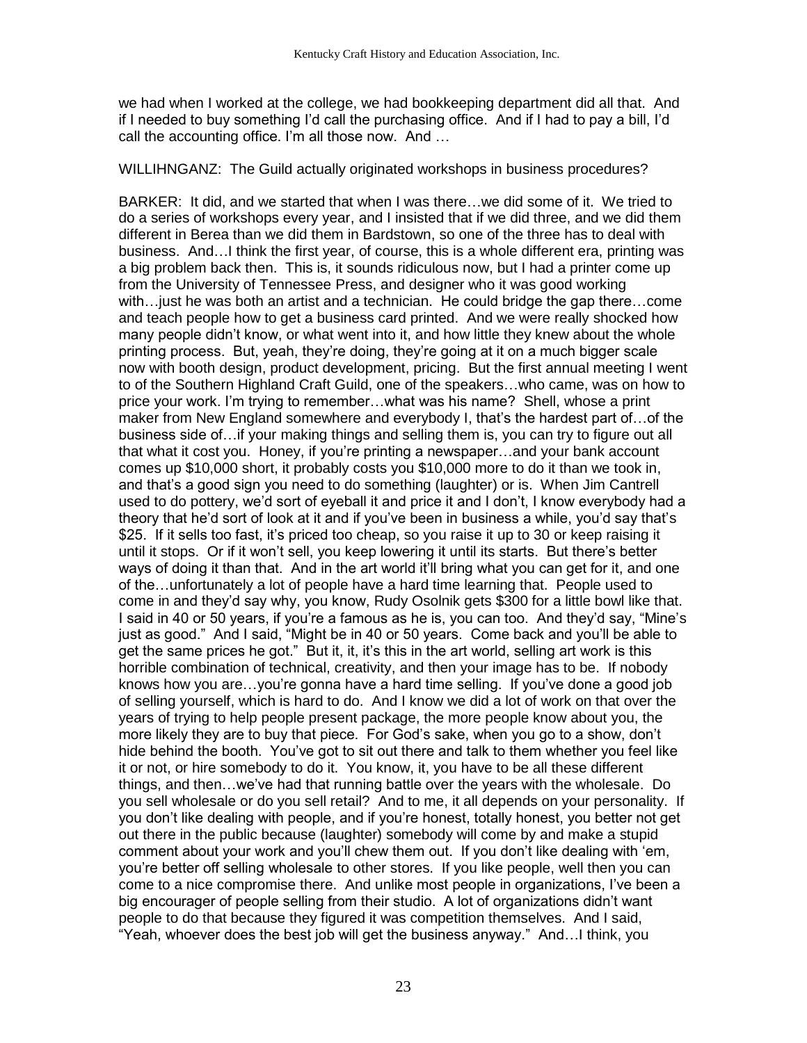we had when I worked at the college, we had bookkeeping department did all that. And if I needed to buy something I'd call the purchasing office. And if I had to pay a bill, I'd call the accounting office. I'm all those now. And …

WILLIHNGANZ: The Guild actually originated workshops in business procedures?

BARKER: It did, and we started that when I was there…we did some of it. We tried to do a series of workshops every year, and I insisted that if we did three, and we did them different in Berea than we did them in Bardstown, so one of the three has to deal with business. And…I think the first year, of course, this is a whole different era, printing was a big problem back then. This is, it sounds ridiculous now, but I had a printer come up from the University of Tennessee Press, and designer who it was good working with…just he was both an artist and a technician. He could bridge the gap there…come and teach people how to get a business card printed. And we were really shocked how many people didn't know, or what went into it, and how little they knew about the whole printing process. But, yeah, they're doing, they're going at it on a much bigger scale now with booth design, product development, pricing. But the first annual meeting I went to of the Southern Highland Craft Guild, one of the speakers…who came, was on how to price your work. I'm trying to remember…what was his name? Shell, whose a print maker from New England somewhere and everybody I, that's the hardest part of…of the business side of…if your making things and selling them is, you can try to figure out all that what it cost you. Honey, if you're printing a newspaper…and your bank account comes up $10,000 short, it probably costs you $10,000 more to do it than we took in, and that's a good sign you need to do something (laughter) or is. When Jim Cantrell used to do pottery, we'd sort of eyeball it and price it and I don't, I know everybody had a theory that he'd sort of look at it and if you've been in business a while, you'd say that's $25. If it sells too fast, it's priced too cheap, so you raise it up to 30 or keep raising it until it stops. Or if it won't sell, you keep lowering it until its starts. But there's better ways of doing it than that. And in the art world it'll bring what you can get for it, and one of the…unfortunately a lot of people have a hard time learning that. People used to come in and they'd say why, you know, Rudy Osolnik gets $300 for a little bowl like that. I said in 40 or 50 years, if you're a famous as he is, you can too. And they'd say, "Mine's just as good." And I said, "Might be in 40 or 50 years. Come back and you'll be able to get the same prices he got." But it, it, it's this in the art world, selling art work is this horrible combination of technical, creativity, and then your image has to be. If nobody knows how you are…you're gonna have a hard time selling. If you've done a good job of selling yourself, which is hard to do. And I know we did a lot of work on that over the years of trying to help people present package, the more people know about you, the more likely they are to buy that piece. For God's sake, when you go to a show, don't hide behind the booth. You've got to sit out there and talk to them whether you feel like it or not, or hire somebody to do it. You know, it, you have to be all these different things, and then…we've had that running battle over the years with the wholesale. Do you sell wholesale or do you sell retail? And to me, it all depends on your personality. If you don't like dealing with people, and if you're honest, totally honest, you better not get out there in the public because (laughter) somebody will come by and make a stupid comment about your work and you'll chew them out. If you don't like dealing with 'em, you're better off selling wholesale to other stores. If you like people, well then you can come to a nice compromise there. And unlike most people in organizations, I've been a big encourager of people selling from their studio. A lot of organizations didn't want people to do that because they figured it was competition themselves. And I said, "Yeah, whoever does the best job will get the business anyway." And…I think, you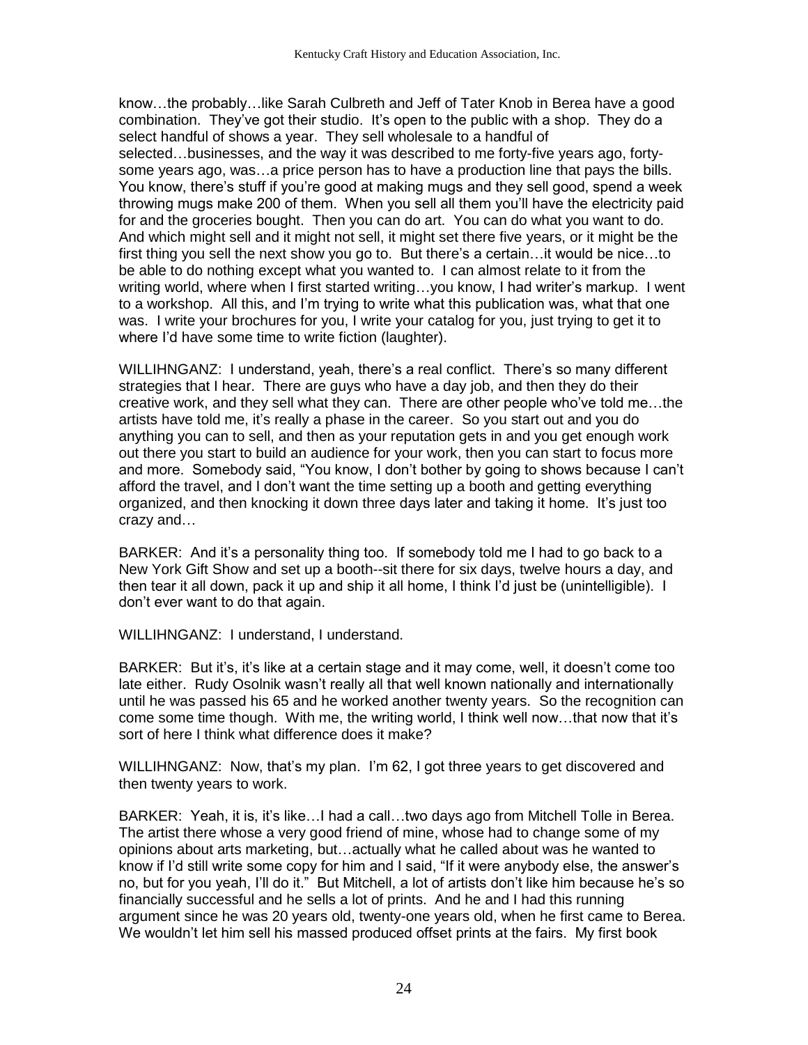know…the probably…like Sarah Culbreth and Jeff of Tater Knob in Berea have a good combination. They've got their studio. It's open to the public with a shop. They do a select handful of shows a year. They sell wholesale to a handful of selected…businesses, and the way it was described to me forty-five years ago, forty-some years ago, was…a price person has to have a production line that pays the bills. You know, there's stuff if you're good at making mugs and they sell good, spend a week throwing mugs make 200 of them. When you sell all them you'll have the electricity paid for and the groceries bought. Then you can do art. You can do what you want to do. And which might sell and it might not sell, it might set there five years, or it might be the first thing you sell the next show you go to. But there's a certain…it would be nice…to be able to do nothing except what you wanted to. I can almost relate to it from the writing world, where when I first started writing…you know, I had writer's markup. I went to a workshop. All this, and I'm trying to write what this publication was, what that one was. I write your brochures for you, I write your catalog for you, just trying to get it to where I'd have some time to write fiction (laughter).

WILLIHNGANZ: I understand, yeah, there's a real conflict. There's so many different strategies that I hear. There are guys who have a day job, and then they do their creative work, and they sell what they can. There are other people who've told me…the artists have told me, it's really a phase in the career. So you start out and you do anything you can to sell, and then as your reputation gets in and you get enough work out there you start to build an audience for your work, then you can start to focus more and more. Somebody said, "You know, I don't bother by going to shows because I can't afford the travel, and I don't want the time setting up a booth and getting everything organized, and then knocking it down three days later and taking it home. It's just too crazy and…

BARKER: And it's a personality thing too. If somebody told me I had to go back to a New York Gift Show and set up a booth--sit there for six days, twelve hours a day, and then tear it all down, pack it up and ship it all home, I think I'd just be (unintelligible). I don't ever want to do that again.

WILLIHNGANZ: I understand, I understand.

BARKER: But it's, it's like at a certain stage and it may come, well, it doesn't come too late either. Rudy Osolnik wasn't really all that well known nationally and internationally until he was passed his 65 and he worked another twenty years. So the recognition can come some time though. With me, the writing world, I think well now…that now that it's sort of here I think what difference does it make?

WILLIHNGANZ: Now, that's my plan. I'm 62, I got three years to get discovered and then twenty years to work.

BARKER: Yeah, it is, it's like…I had a call…two days ago from Mitchell Tolle in Berea. The artist there whose a very good friend of mine, whose had to change some of my opinions about arts marketing, but…actually what he called about was he wanted to know if I'd still write some copy for him and I said, "If it were anybody else, the answer's no, but for you yeah, I'll do it." But Mitchell, a lot of artists don't like him because he's so financially successful and he sells a lot of prints. And he and I had this running argument since he was 20 years old, twenty-one years old, when he first came to Berea. We wouldn't let him sell his massed produced offset prints at the fairs. My first book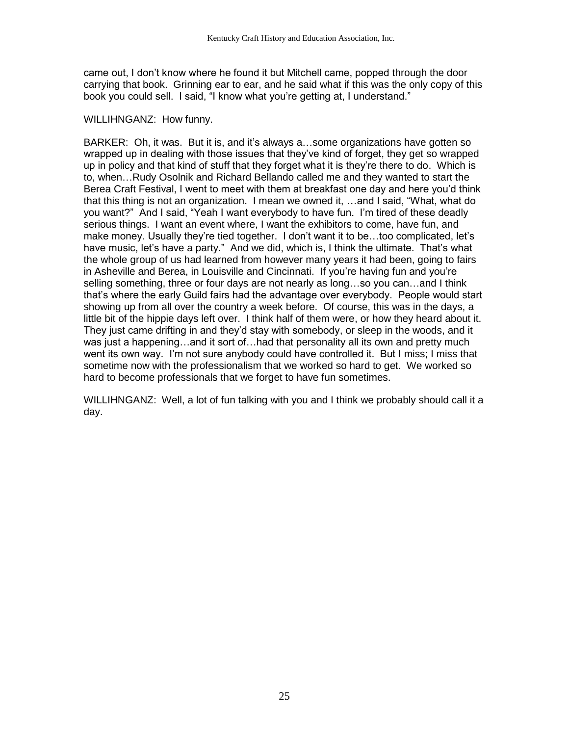came out, I don't know where he found it but Mitchell came, popped through the door carrying that book. Grinning ear to ear, and he said what if this was the only copy of this book you could sell. I said, "I know what you're getting at, I understand."

WILLIHNGANZ: How funny.

BARKER: Oh, it was. But it is, and it's always a…some organizations have gotten so wrapped up in dealing with those issues that they've kind of forget, they get so wrapped up in policy and that kind of stuff that they forget what it is they're there to do. Which is to, when…Rudy Osolnik and Richard Bellando called me and they wanted to start the Berea Craft Festival, I went to meet with them at breakfast one day and here you'd think that this thing is not an organization. I mean we owned it, …and I said, "What, what do you want?" And I said, "Yeah I want everybody to have fun. I'm tired of these deadly serious things. I want an event where, I want the exhibitors to come, have fun, and make money. Usually they're tied together. I don't want it to be…too complicated, let's have music, let's have a party." And we did, which is, I think the ultimate. That's what the whole group of us had learned from however many years it had been, going to fairs in Asheville and Berea, in Louisville and Cincinnati. If you're having fun and you're selling something, three or four days are not nearly as long…so you can…and I think that's where the early Guild fairs had the advantage over everybody. People would start showing up from all over the country a week before. Of course, this was in the days, a little bit of the hippie days left over. I think half of them were, or how they heard about it. They just came drifting in and they'd stay with somebody, or sleep in the woods, and it was just a happening…and it sort of…had that personality all its own and pretty much went its own way. I'm not sure anybody could have controlled it. But I miss; I miss that sometime now with the professionalism that we worked so hard to get. We worked so hard to become professionals that we forget to have fun sometimes.

WILLIHNGANZ: Well, a lot of fun talking with you and I think we probably should call it a day.